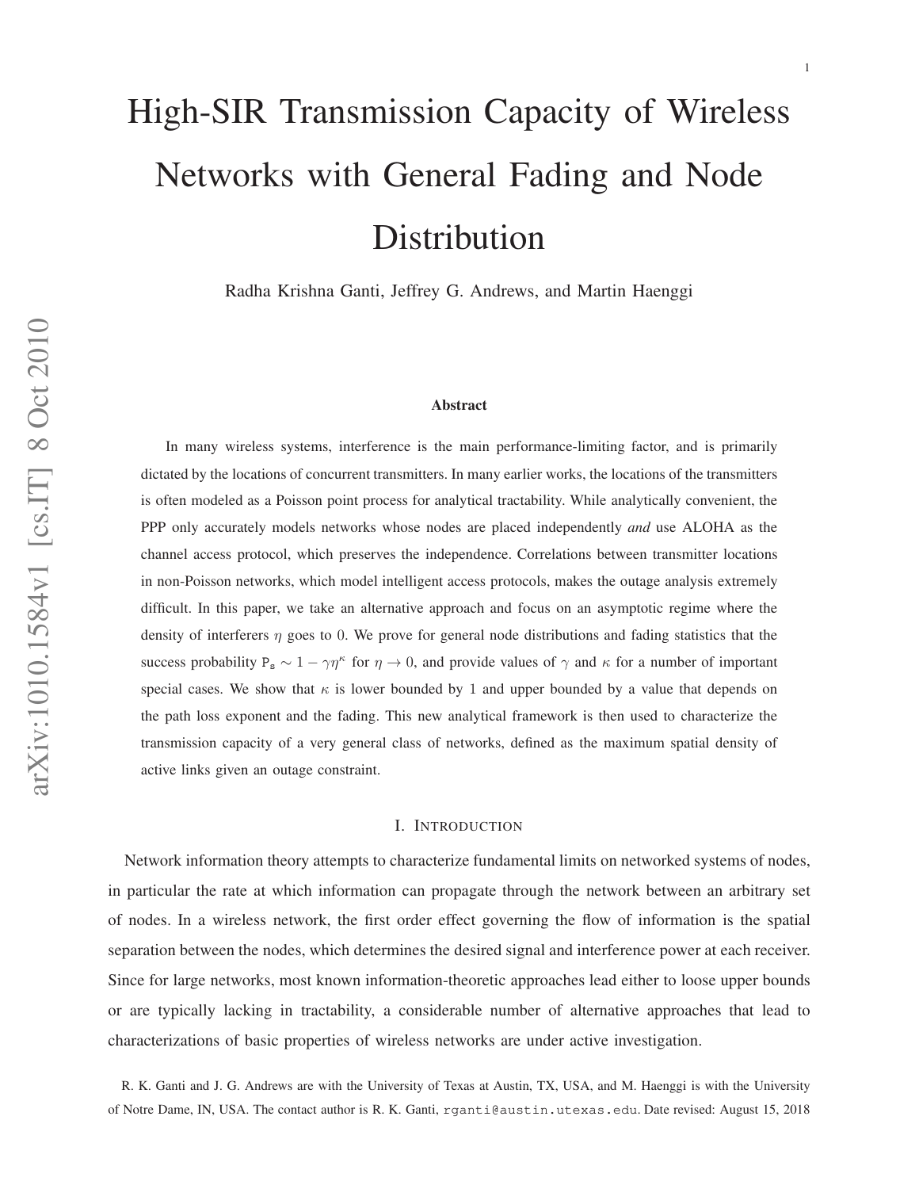# High-SIR Transmission Capacity of Wireless Networks with General Fading and Node Distribution

Radha Krishna Ganti, Jeffrey G. Andrews, and Martin Haenggi

### Abstract

In many wireless systems, interference is the main performance-limiting factor, and is primarily dictated by the locations of concurrent transmitters. In many earlier works, the locations of the transmitters is often modeled as a Poisson point process for analytical tractability. While analytically convenient, the PPP only accurately models networks whose nodes are placed independently *and* use ALOHA as the channel access protocol, which preserves the independence. Correlations between transmitter locations in non-Poisson networks, which model intelligent access protocols, makes the outage analysis extremely difficult. In this paper, we take an alternative approach and focus on an asymptotic regime where the density of interferers $\eta$ goes to $0$. We prove for general node distributions and fading statistics that the success probability $\mathtt{P_s} \sim 1 - \gamma\eta^{\kappa}$ for $\eta \to 0$, and provide values of $\gamma$ and $\kappa$ for a number of important special cases. We show that $\kappa$ is lower bounded by $1$ and upper bounded by a value that depends on the path loss exponent and the fading. This new analytical framework is then used to characterize the transmission capacity of a very general class of networks, defined as the maximum spatial density of active links given an outage constraint.

## I. Introduction

Network information theory attempts to characterize fundamental limits on networked systems of nodes, in particular the rate at which information can propagate through the network between an arbitrary set of nodes. In a wireless network, the first order effect governing the flow of information is the spatial separation between the nodes, which determines the desired signal and interference power at each receiver. Since for large networks, most known information-theoretic approaches lead either to loose upper bounds or are typically lacking in tractability, a considerable number of alternative approaches that lead to characterizations of basic properties of wireless networks are under active investigation.

R. K. Ganti and J. G. Andrews are with the University of Texas at Austin, TX, USA, and M. Haenggi is with the University of Notre Dame, IN, USA. The contact author is R. K. Ganti, rganti@austin.utexas.edu. Date revised: August 15, 2018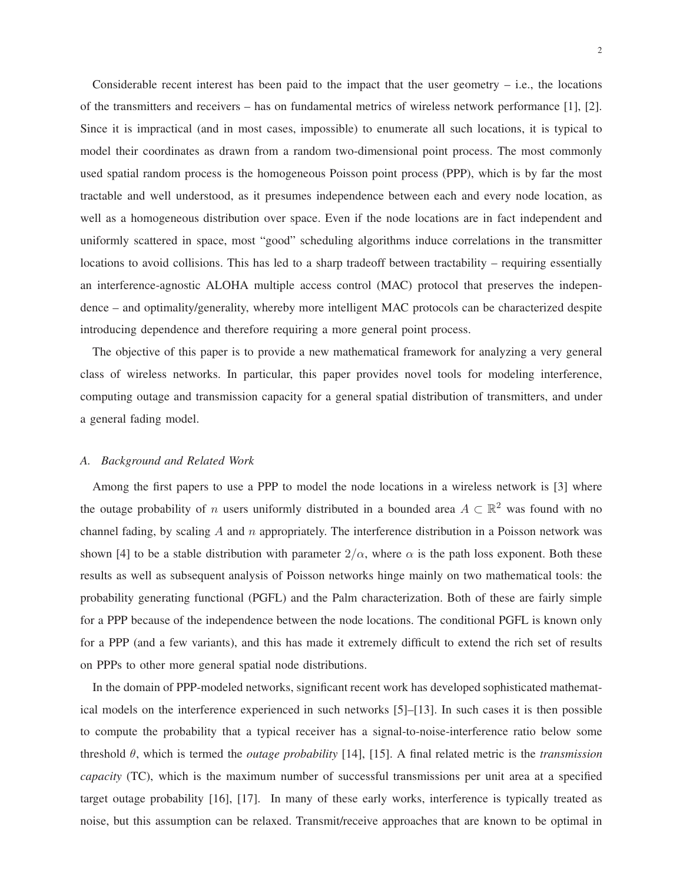Considerable recent interest has been paid to the impact that the user geometry – i.e., the locations of the transmitters and receivers – has on fundamental metrics of wireless network performance [1], [2]. Since it is impractical (and in most cases, impossible) to enumerate all such locations, it is typical to model their coordinates as drawn from a random two-dimensional point process. The most commonly used spatial random process is the homogeneous Poisson point process (PPP), which is by far the most tractable and well understood, as it presumes independence between each and every node location, as well as a homogeneous distribution over space. Even if the node locations are in fact independent and uniformly scattered in space, most "good" scheduling algorithms induce correlations in the transmitter locations to avoid collisions. This has led to a sharp tradeoff between tractability – requiring essentially an interference-agnostic ALOHA multiple access control (MAC) protocol that preserves the independence – and optimality/generality, whereby more intelligent MAC protocols can be characterized despite introducing dependence and therefore requiring a more general point process.

The objective of this paper is to provide a new mathematical framework for analyzing a very general class of wireless networks. In particular, this paper provides novel tools for modeling interference, computing outage and transmission capacity for a general spatial distribution of transmitters, and under a general fading model.

### A. Background and Related Work

Among the first papers to use a PPP to model the node locations in a wireless network is [3] where the outage probability of $n$ users uniformly distributed in a bounded area $A \subset \mathbb{R}^2$ was found with no channel fading, by scaling $A$ and $n$ appropriately. The interference distribution in a Poisson network was shown [4] to be a stable distribution with parameter $2/\alpha$, where $\alpha$ is the path loss exponent. Both these results as well as subsequent analysis of Poisson networks hinge mainly on two mathematical tools: the probability generating functional (PGFL) and the Palm characterization. Both of these are fairly simple for a PPP because of the independence between the node locations. The conditional PGFL is known only for a PPP (and a few variants), and this has made it extremely difficult to extend the rich set of results on PPPs to other more general spatial node distributions.

In the domain of PPP-modeled networks, significant recent work has developed sophisticated mathematical models on the interference experienced in such networks [5]–[13]. In such cases it is then possible to compute the probability that a typical receiver has a signal-to-noise-interference ratio below some threshold $\theta$, which is termed the *outage probability* [14], [15]. A final related metric is the *transmission capacity* (TC), which is the maximum number of successful transmissions per unit area at a specified target outage probability [16], [17]. In many of these early works, interference is typically treated as noise, but this assumption can be relaxed. Transmit/receive approaches that are known to be optimal in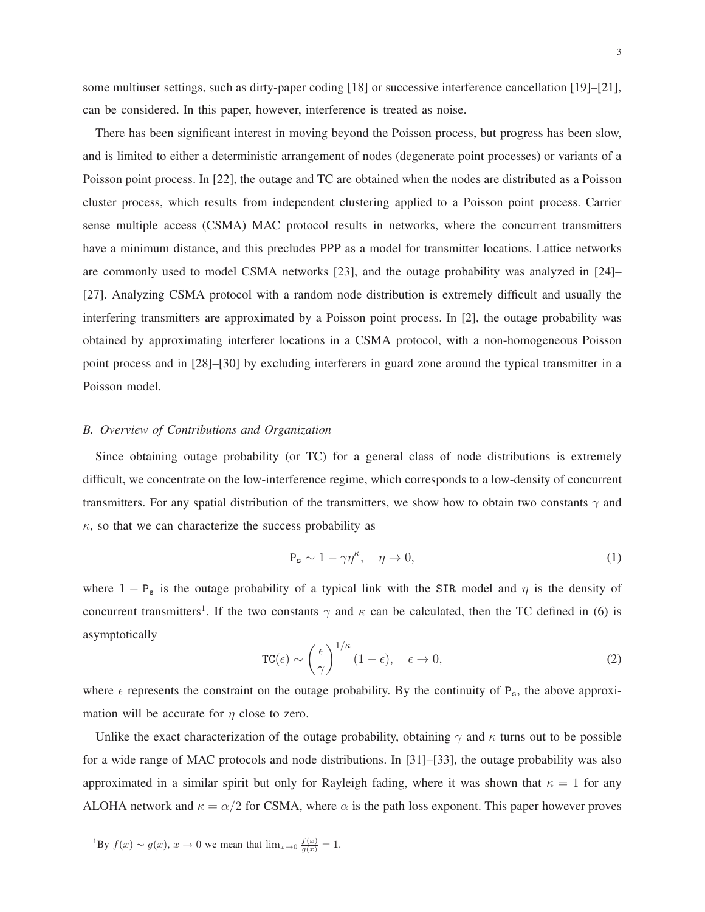some multiuser settings, such as dirty-paper coding [18] or successive interference cancellation [19]–[21], can be considered. In this paper, however, interference is treated as noise.

There has been significant interest in moving beyond the Poisson process, but progress has been slow, and is limited to either a deterministic arrangement of nodes (degenerate point processes) or variants of a Poisson point process. In [22], the outage and TC are obtained when the nodes are distributed as a Poisson cluster process, which results from independent clustering applied to a Poisson point process. Carrier sense multiple access (CSMA) MAC protocol results in networks, where the concurrent transmitters have a minimum distance, and this precludes PPP as a model for transmitter locations. Lattice networks are commonly used to model CSMA networks [23], and the outage probability was analyzed in [24]–[27]. Analyzing CSMA protocol with a random node distribution is extremely difficult and usually the interfering transmitters are approximated by a Poisson point process. In [2], the outage probability was obtained by approximating interferer locations in a CSMA protocol, with a non-homogeneous Poisson point process and in [28]–[30] by excluding interferers in guard zone around the typical transmitter in a Poisson model.

### *B. Overview of Contributions and Organization*

Since obtaining outage probability (or TC) for a general class of node distributions is extremely difficult, we concentrate on the low-interference regime, which corresponds to a low-density of concurrent transmitters. For any spatial distribution of the transmitters, we show how to obtain two constants $\gamma$ and $\kappa$, so that we can characterize the success probability as

$$\mathtt{P_s} \sim 1 - \gamma\eta^{\kappa}, \quad \eta \to 0, \tag{1}$$

where $1 - \mathtt{P_s}$ is the outage probability of a typical link with the $\mathtt{SIR}$ model and $\eta$ is the density of concurrent transmitters[1]. If the two constants $\gamma$ and $\kappa$ can be calculated, then the TC defined in (6) is asymptotically

$$\mathtt{TC}(\epsilon) \sim \left(\frac{\epsilon}{\gamma}\right)^{1/\kappa}(1-\epsilon), \quad \epsilon \to 0, \tag{2}$$

where $\epsilon$ represents the constraint on the outage probability. By the continuity of $\mathtt{P_s}$, the above approximation will be accurate for $\eta$ close to zero.

Unlike the exact characterization of the outage probability, obtaining $\gamma$ and $\kappa$ turns out to be possible for a wide range of MAC protocols and node distributions. In [31]–[33], the outage probability was also approximated in a similar spirit but only for Rayleigh fading, where it was shown that $\kappa = 1$ for any ALOHA network and $\kappa = \alpha/2$ for CSMA, where $\alpha$ is the path loss exponent. This paper however proves

[1]By $f(x) \sim g(x)$, $x \to 0$ we mean that $\lim_{x\to 0} \frac{f(x)}{g(x)} = 1$.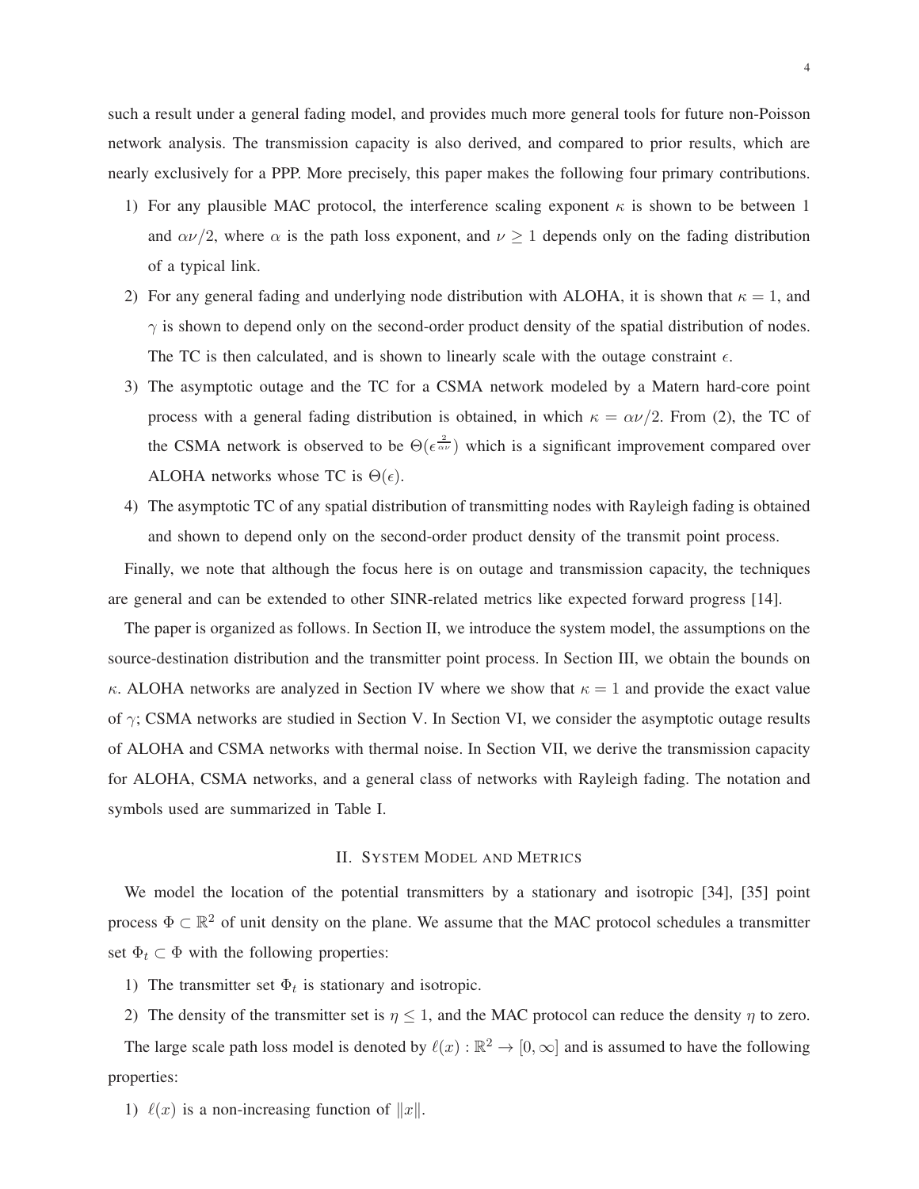such a result under a general fading model, and provides much more general tools for future non-Poisson network analysis. The transmission capacity is also derived, and compared to prior results, which are nearly exclusively for a PPP. More precisely, this paper makes the following four primary contributions.

1) For any plausible MAC protocol, the interference scaling exponent $\kappa$ is shown to be between 1 and $\alpha\nu/2$, where $\alpha$ is the path loss exponent, and $\nu \geq 1$ depends only on the fading distribution of a typical link.
2) For any general fading and underlying node distribution with ALOHA, it is shown that $\kappa = 1$, and $\gamma$ is shown to depend only on the second-order product density of the spatial distribution of nodes. The TC is then calculated, and is shown to linearly scale with the outage constraint $\epsilon$.
3) The asymptotic outage and the TC for a CSMA network modeled by a Matern hard-core point process with a general fading distribution is obtained, in which $\kappa = \alpha\nu/2$. From (2), the TC of the CSMA network is observed to be $\Theta(\epsilon^{\frac{2}{\alpha\nu}})$ which is a significant improvement compared over ALOHA networks whose TC is $\Theta(\epsilon)$.
4) The asymptotic TC of any spatial distribution of transmitting nodes with Rayleigh fading is obtained and shown to depend only on the second-order product density of the transmit point process.

Finally, we note that although the focus here is on outage and transmission capacity, the techniques are general and can be extended to other SINR-related metrics like expected forward progress [14].

The paper is organized as follows. In Section II, we introduce the system model, the assumptions on the source-destination distribution and the transmitter point process. In Section III, we obtain the bounds on $\kappa$. ALOHA networks are analyzed in Section IV where we show that $\kappa = 1$ and provide the exact value of $\gamma$; CSMA networks are studied in Section V. In Section VI, we consider the asymptotic outage results of ALOHA and CSMA networks with thermal noise. In Section VII, we derive the transmission capacity for ALOHA, CSMA networks, and a general class of networks with Rayleigh fading. The notation and symbols used are summarized in Table I.

## II. System Model and Metrics

We model the location of the potential transmitters by a stationary and isotropic [34], [35] point process $\Phi \subset \mathbb{R}^2$ of unit density on the plane. We assume that the MAC protocol schedules a transmitter set $\Phi_t \subset \Phi$ with the following properties:

1) The transmitter set $\Phi_t$ is stationary and isotropic.
2) The density of the transmitter set is $\eta \leq 1$, and the MAC protocol can reduce the density $\eta$ to zero.

The large scale path loss model is denoted by $\ell(x) : \mathbb{R}^2 \to [0, \infty]$ and is assumed to have the following properties:

1) $\ell(x)$ is a non-increasing function of $\|x\|$.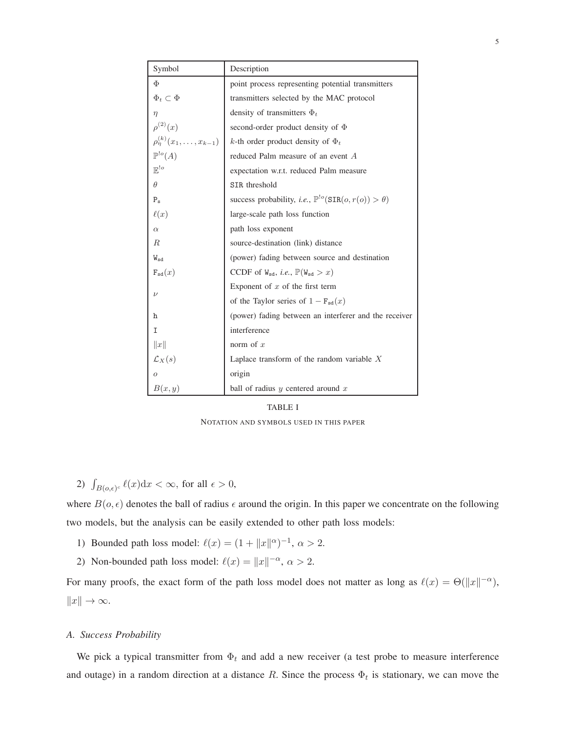| Symbol | Description |
|---|---|
| $\Phi$ | point process representing potential transmitters |
| $\Phi_t \subset \Phi$ | transmitters selected by the MAC protocol |
| $\eta$ | density of transmitters $\Phi_t$ |
| $\rho^{(2)}(x)$ | second-order product density of $\Phi$ |
| $\rho_\eta^{(k)}(x_1, \ldots, x_{k-1})$ | $k$-th order product density of $\Phi_t$ |
| $\mathbb{P}^{!o}(A)$ | reduced Palm measure of an event $A$ |
| $\mathbb{E}^{!o}$ | expectation w.r.t. reduced Palm measure |
| $\theta$ | $\texttt{SIR}$ threshold |
| $\texttt{P}_\texttt{s}$ | success probability, *i.e.*, $\mathbb{P}^{!o}(\texttt{SIR}(o, r(o)) > \theta)$ |
| $\ell(x)$ | large-scale path loss function |
| $\alpha$ | path loss exponent |
| $R$ | source-destination (link) distance |
| $\texttt{W}_\texttt{sd}$ | (power) fading between source and destination |
| $\texttt{F}_\texttt{sd}(x)$ | CCDF of $\texttt{W}_\texttt{sd}$, *i.e.*, $\mathbb{P}(\texttt{W}_\texttt{sd} > x)$ |
| $\nu$ | Exponent of $x$ of the first term of the Taylor series of $1 - \texttt{F}_\texttt{sd}(x)$ |
| $\texttt{h}$ | (power) fading between an interferer and the receiver |
| $\texttt{I}$ | interference |
| $\|x\|$ | norm of $x$ |
| $\mathcal{L}_X(s)$ | Laplace transform of the random variable $X$ |
| $o$ | origin |
| $B(x, y)$ | ball of radius $y$ centered around $x$ |

TABLE I

NOTATION AND SYMBOLS USED IN THIS PAPER

2) $\int_{B(o,\epsilon)^c} \ell(x)\mathrm{d}x < \infty$, for all $\epsilon > 0$,

where $B(o, \epsilon)$ denotes the ball of radius $\epsilon$ around the origin. In this paper we concentrate on the following two models, but the analysis can be easily extended to other path loss models:

1) Bounded path loss model: $\ell(x) = (1 + \|x\|^\alpha)^{-1}$, $\alpha > 2$.
2) Non-bounded path loss model: $\ell(x) = \|x\|^{-\alpha}$, $\alpha > 2$.

For many proofs, the exact form of the path loss model does not matter as long as $\ell(x) = \Theta(\|x\|^{-\alpha})$, $\|x\| \to \infty$.

### A. Success Probability

We pick a typical transmitter from $\Phi_t$ and add a new receiver (a test probe to measure interference and outage) in a random direction at a distance $R$. Since the process $\Phi_t$ is stationary, we can move the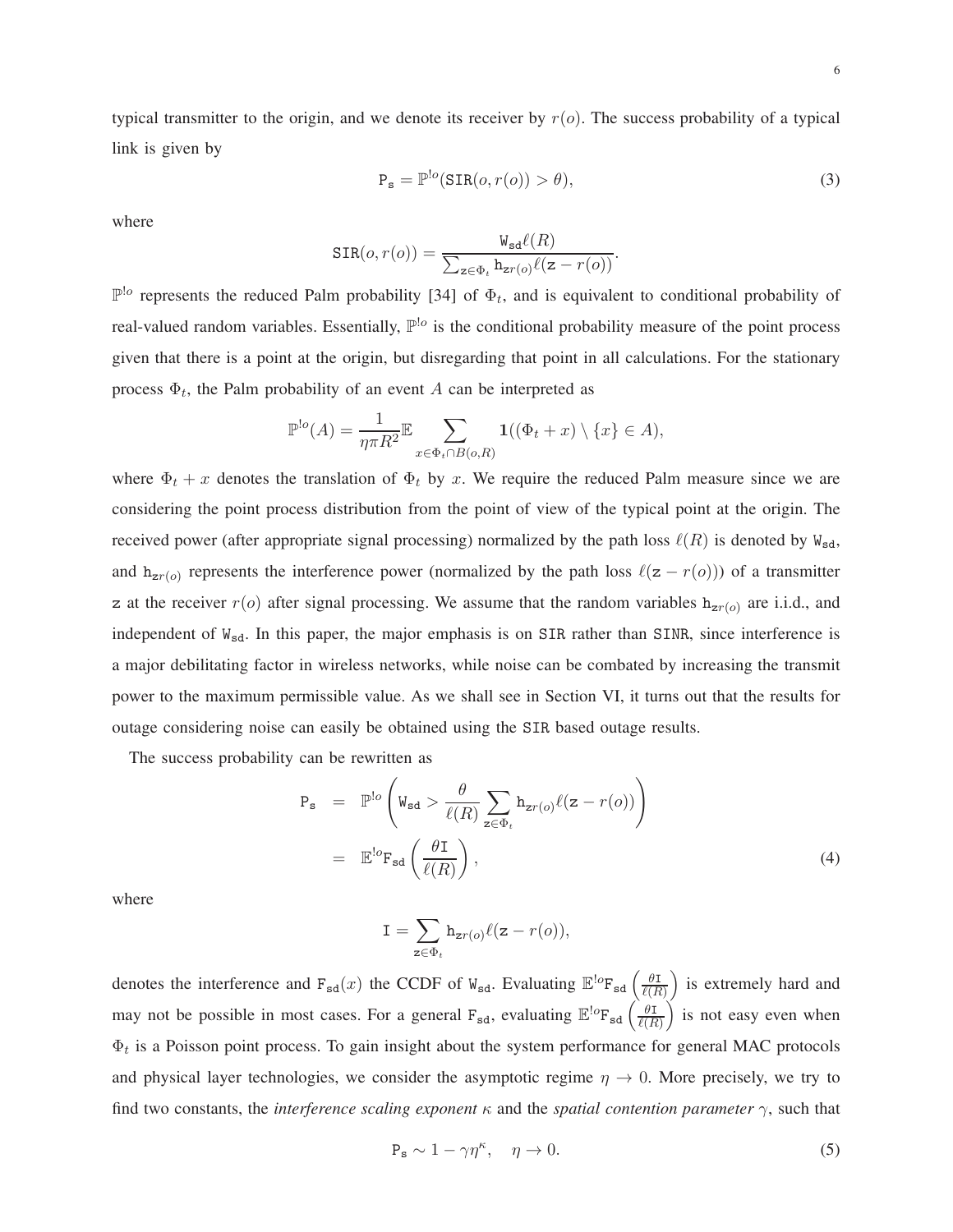typical transmitter to the origin, and we denote its receiver by $r(o)$. The success probability of a typical link is given by

$$\mathtt{P_s} = \mathbb{P}^{!o}(\mathtt{SIR}(o, r(o)) > \theta), \tag{3}$$

where

$$\mathtt{SIR}(o, r(o)) = \frac{\mathtt{W_{sd}}\ell(R)}{\sum_{\mathtt{z}\in\Phi_t} \mathtt{h}_{\mathtt{z}r(o)}\ell(\mathtt{z} - r(o))}.$$

$\mathbb{P}^{!o}$ represents the reduced Palm probability [34] of $\Phi_t$, and is equivalent to conditional probability of real-valued random variables. Essentially, $\mathbb{P}^{!o}$ is the conditional probability measure of the point process given that there is a point at the origin, but disregarding that point in all calculations. For the stationary process $\Phi_t$, the Palm probability of an event $A$ can be interpreted as

$$\mathbb{P}^{!o}(A) = \frac{1}{\eta\pi R^2}\mathbb{E}\sum_{x\in\Phi_t\cap B(o,R)} \mathbf{1}((\Phi_t + x)\setminus\{x\} \in A),$$

where $\Phi_t + x$ denotes the translation of $\Phi_t$ by $x$. We require the reduced Palm measure since we are considering the point process distribution from the point of view of the typical point at the origin. The received power (after appropriate signal processing) normalized by the path loss $\ell(R)$ is denoted by $\mathtt{W_{sd}}$, and $\mathtt{h}_{\mathtt{z}r(o)}$ represents the interference power (normalized by the path loss $\ell(\mathtt{z} - r(o))$) of a transmitter $\mathtt{z}$ at the receiver $r(o)$ after signal processing. We assume that the random variables $\mathtt{h}_{\mathtt{z}r(o)}$ are i.i.d., and independent of $\mathtt{W_{sd}}$. In this paper, the major emphasis is on SIR rather than SINR, since interference is a major debilitating factor in wireless networks, while noise can be combated by increasing the transmit power to the maximum permissible value. As we shall see in Section VI, it turns out that the results for outage considering noise can easily be obtained using the SIR based outage results.

The success probability can be rewritten as

$$\begin{aligned}
\mathtt{P_s} &= \mathbb{P}^{!o}\left(\mathtt{W_{sd}} > \frac{\theta}{\ell(R)}\sum_{\mathtt{z}\in\Phi_t} \mathtt{h}_{\mathtt{z}r(o)}\ell(\mathtt{z} - r(o))\right) \\
&= \mathbb{E}^{!o}\mathtt{F_{sd}}\left(\frac{\theta\mathtt{I}}{\ell(R)}\right),
\end{aligned} \tag{4}$$

where

$$\mathtt{I} = \sum_{\mathtt{z}\in\Phi_t} \mathtt{h}_{\mathtt{z}r(o)}\ell(\mathtt{z} - r(o)),$$

denotes the interference and $\mathtt{F_{sd}}(x)$ the CCDF of $\mathtt{W_{sd}}$. Evaluating $\mathbb{E}^{!o}\mathtt{F_{sd}}\left(\frac{\theta\mathtt{I}}{\ell(R)}\right)$ is extremely hard and may not be possible in most cases. For a general $\mathtt{F_{sd}}$, evaluating $\mathbb{E}^{!o}\mathtt{F_{sd}}\left(\frac{\theta\mathtt{I}}{\ell(R)}\right)$ is not easy even when $\Phi_t$ is a Poisson point process. To gain insight about the system performance for general MAC protocols and physical layer technologies, we consider the asymptotic regime $\eta \to 0$. More precisely, we try to find two constants, the *interference scaling exponent* $\kappa$ and the *spatial contention parameter* $\gamma$, such that

$$\mathtt{P_s} \sim 1 - \gamma\eta^{\kappa}, \quad \eta \to 0. \tag{5}$$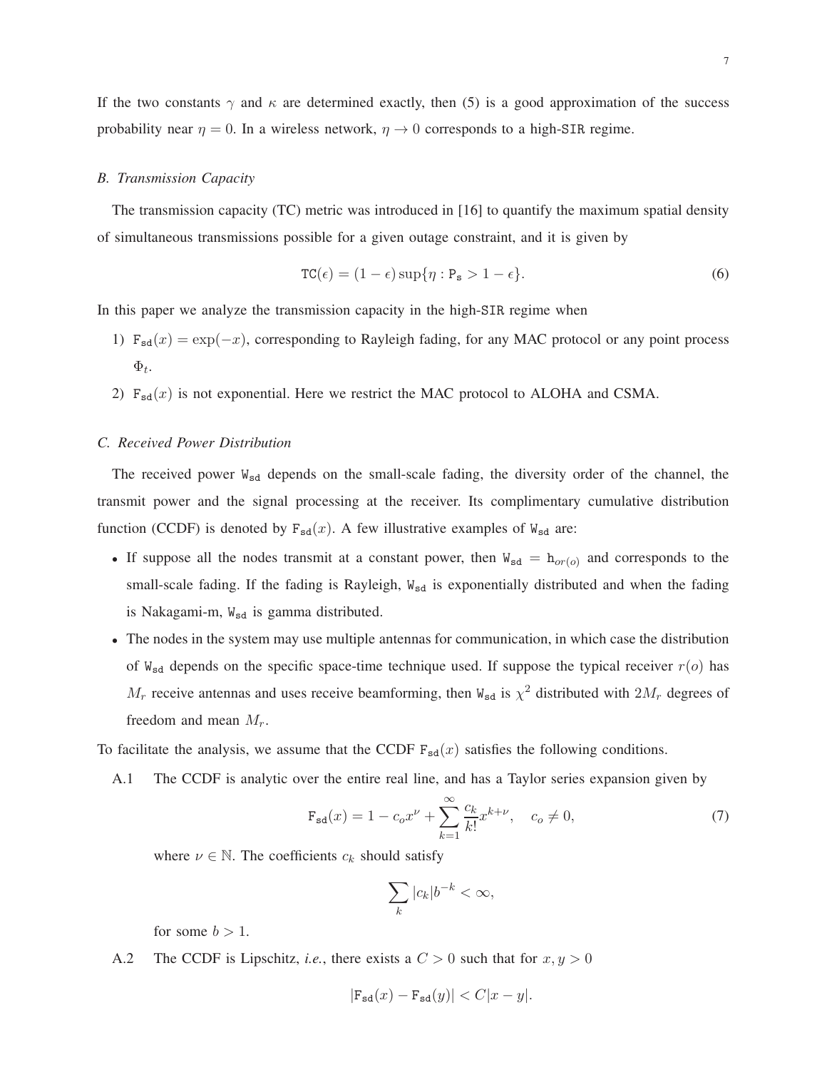If the two constants $\gamma$ and $\kappa$ are determined exactly, then (5) is a good approximation of the success probability near $\eta = 0$. In a wireless network, $\eta \to 0$ corresponds to a high-$\mathtt{SIR}$ regime.

### B. Transmission Capacity

The transmission capacity (TC) metric was introduced in [16] to quantify the maximum spatial density of simultaneous transmissions possible for a given outage constraint, and it is given by

$$\mathtt{TC}(\epsilon) = (1-\epsilon)\sup\{\eta : \mathtt{P_s} > 1-\epsilon\}. \tag{6}$$

In this paper we analyze the transmission capacity in the high-$\mathtt{SIR}$ regime when

1) $\mathtt{F_{sd}}(x) = \exp(-x)$, corresponding to Rayleigh fading, for any MAC protocol or any point process $\Phi_t$.
2) $\mathtt{F_{sd}}(x)$ is not exponential. Here we restrict the MAC protocol to ALOHA and CSMA.

### C. Received Power Distribution

The received power $\mathtt{W_{sd}}$ depends on the small-scale fading, the diversity order of the channel, the transmit power and the signal processing at the receiver. Its complimentary cumulative distribution function (CCDF) is denoted by $\mathtt{F_{sd}}(x)$. A few illustrative examples of $\mathtt{W_{sd}}$ are:

- If suppose all the nodes transmit at a constant power, then $\mathtt{W_{sd}} = \mathtt{h}_{or(o)}$ and corresponds to the small-scale fading. If the fading is Rayleigh, $\mathtt{W_{sd}}$ is exponentially distributed and when the fading is Nakagami-m, $\mathtt{W_{sd}}$ is gamma distributed.
- The nodes in the system may use multiple antennas for communication, in which case the distribution of $\mathtt{W_{sd}}$ depends on the specific space-time technique used. If suppose the typical receiver $r(o)$ has $M_r$ receive antennas and uses receive beamforming, then $\mathtt{W_{sd}}$ is $\chi^2$ distributed with $2M_r$ degrees of freedom and mean $M_r$.

To facilitate the analysis, we assume that the CCDF $\mathtt{F_{sd}}(x)$ satisfies the following conditions.

A.1 The CCDF is analytic over the entire real line, and has a Taylor series expansion given by

$$\mathtt{F_{sd}}(x) = 1 - c_o x^{\nu} + \sum_{k=1}^{\infty} \frac{c_k}{k!} x^{k+\nu}, \quad c_o \neq 0, \tag{7}$$

where $\nu \in \mathbb{N}$. The coefficients $c_k$ should satisfy

$$\sum_k |c_k| b^{-k} < \infty,$$

for some $b > 1$.

A.2 The CCDF is Lipschitz, *i.e.*, there exists a $C > 0$ such that for $x, y > 0$

$$|\mathtt{F_{sd}}(x) - \mathtt{F_{sd}}(y)| < C|x-y|.$$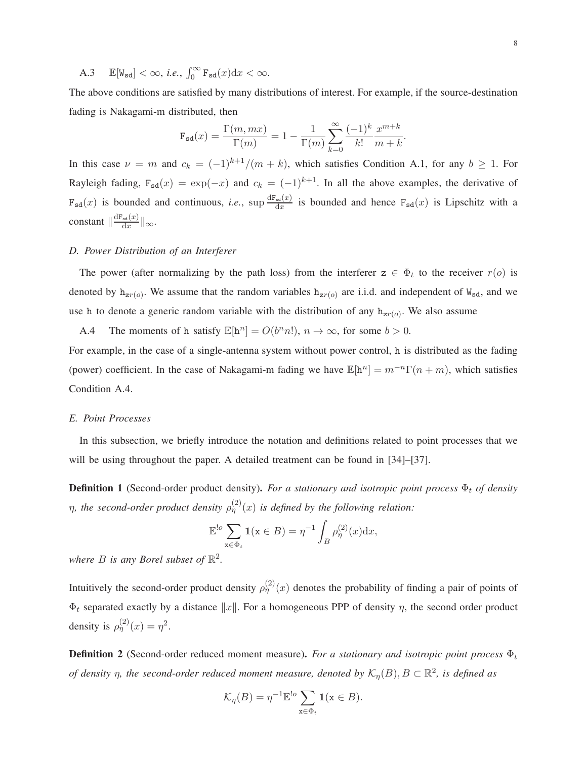A.3 $\mathbb{E}[\mathtt{W_{sd}}] < \infty$, *i.e.*, $\int_0^\infty \mathtt{F_{sd}}(x)\mathrm{d}x < \infty$.

The above conditions are satisfied by many distributions of interest. For example, if the source-destination fading is Nakagami-m distributed, then

$$\mathtt{F_{sd}}(x) = \frac{\Gamma(m, mx)}{\Gamma(m)} = 1 - \frac{1}{\Gamma(m)} \sum_{k=0}^{\infty} \frac{(-1)^k}{k!} \frac{x^{m+k}}{m+k}.$$

In this case $\nu = m$ and $c_k = (-1)^{k+1}/(m+k)$, which satisfies Condition A.1, for any $b \geq 1$. For Rayleigh fading, $\mathtt{F_{sd}}(x) = \exp(-x)$ and $c_k = (-1)^{k+1}$. In all the above examples, the derivative of $\mathtt{F_{sd}}(x)$ is bounded and continuous, *i.e.*, $\sup \frac{\mathrm{d}\mathtt{F_{sd}}(x)}{\mathrm{d}x}$ is bounded and hence $\mathtt{F_{sd}}(x)$ is Lipschitz with a constant $\|\frac{\mathrm{d}\mathtt{F_{sd}}(x)}{\mathrm{d}x}\|_\infty$.

### *D. Power Distribution of an Interferer*

The power (after normalizing by the path loss) from the interferer $\mathtt{z} \in \Phi_t$ to the receiver $r(o)$ is denoted by $\mathtt{h}_{\mathtt{z}r(o)}$. We assume that the random variables $\mathtt{h}_{\mathtt{z}r(o)}$ are i.i.d. and independent of $\mathtt{W_{sd}}$, and we use $\mathtt{h}$ to denote a generic random variable with the distribution of any $\mathtt{h}_{\mathtt{z}r(o)}$. We also assume

A.4 The moments of $\mathtt{h}$ satisfy $\mathbb{E}[\mathtt{h}^n] = O(b^n n!)$, $n \to \infty$, for some $b > 0$.

For example, in the case of a single-antenna system without power control, $\mathtt{h}$ is distributed as the fading (power) coefficient. In the case of Nakagami-m fading we have $\mathbb{E}[\mathtt{h}^n] = m^{-n}\Gamma(n+m)$, which satisfies Condition A.4.

### *E. Point Processes*

In this subsection, we briefly introduce the notation and definitions related to point processes that we will be using throughout the paper. A detailed treatment can be found in [34]–[37].

**Definition 1** (Second-order product density). *For a stationary and isotropic point process $\Phi_t$ of density $\eta$, the second-order product density $\rho^{(2)}_\eta(x)$ is defined by the following relation:*

$$\mathbb{E}^{!o} \sum_{\mathtt{x} \in \Phi_t} \mathbf{1}(\mathtt{x} \in B) = \eta^{-1} \int_B \rho^{(2)}_\eta(x)\mathrm{d}x,$$

*where $B$ is any Borel subset of $\mathbb{R}^2$.*

Intuitively the second-order product density $\rho^{(2)}_\eta(x)$ denotes the probability of finding a pair of points of $\Phi_t$ separated exactly by a distance $\|x\|$. For a homogeneous PPP of density $\eta$, the second order product density is $\rho^{(2)}_\eta(x) = \eta^2$.

**Definition 2** (Second-order reduced moment measure). *For a stationary and isotropic point process $\Phi_t$ of density $\eta$, the second-order reduced moment measure, denoted by $\mathcal{K}_\eta(B), B \subset \mathbb{R}^2$, is defined as*

$$\mathcal{K}_\eta(B) = \eta^{-1}\mathbb{E}^{!o} \sum_{\mathtt{x} \in \Phi_t} \mathbf{1}(\mathtt{x} \in B).$$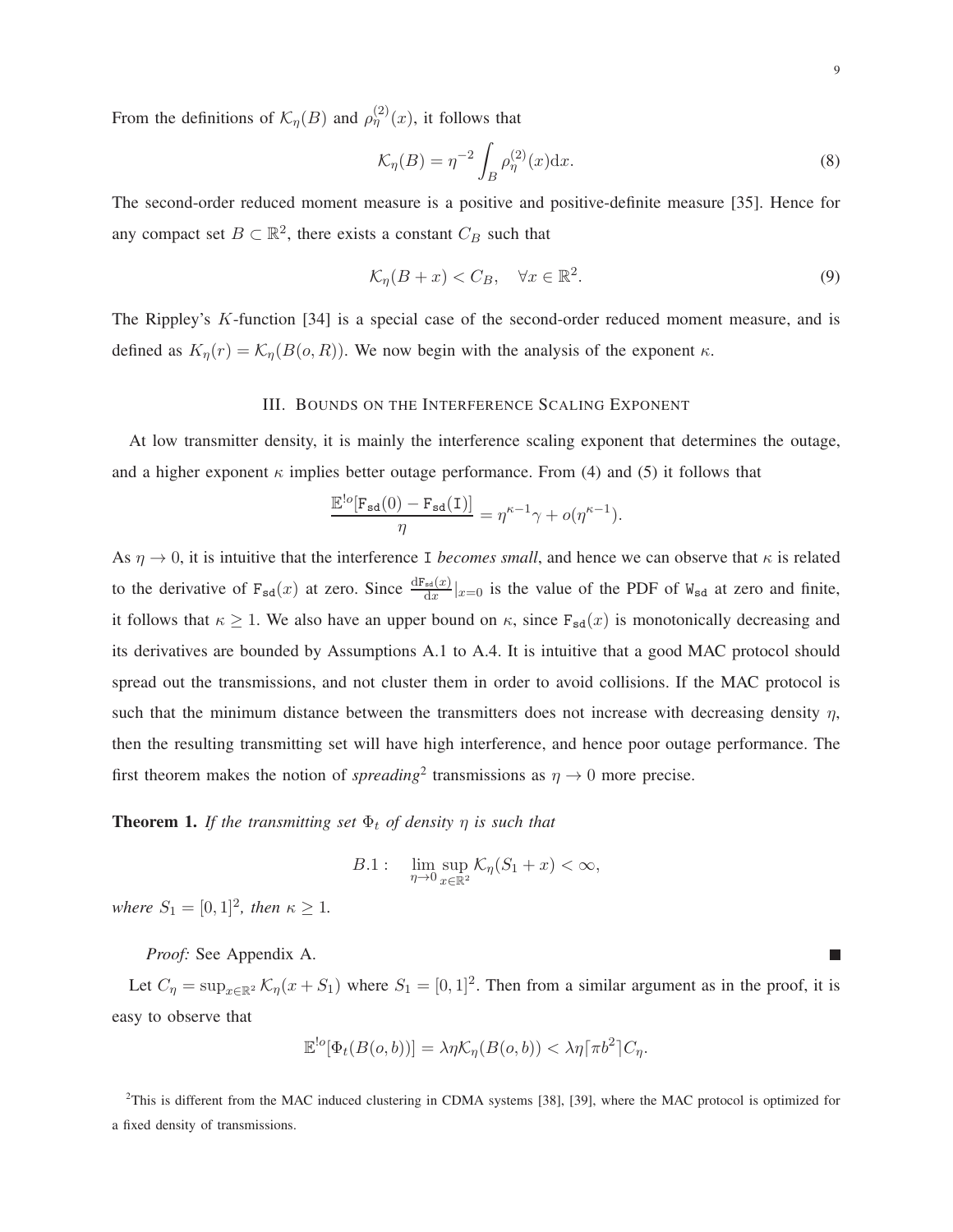From the definitions of $\mathcal{K}_\eta(B)$ and $\rho^{(2)}_\eta(x)$, it follows that

$$\mathcal{K}_\eta(B) = \eta^{-2}\int_B \rho^{(2)}_\eta(x)\mathrm{d}x. \tag{8}$$

The second-order reduced moment measure is a positive and positive-definite measure [35]. Hence for any compact set $B \subset \mathbb{R}^2$, there exists a constant $C_B$ such that

$$\mathcal{K}_\eta(B + x) < C_B, \quad \forall x \in \mathbb{R}^2. \tag{9}$$

The Rippley's $K$-function [34] is a special case of the second-order reduced moment measure, and is defined as $K_\eta(r) = \mathcal{K}_\eta(B(o,R))$. We now begin with the analysis of the exponent $\kappa$.

## III. Bounds on the Interference Scaling Exponent

At low transmitter density, it is mainly the interference scaling exponent that determines the outage, and a higher exponent $\kappa$ implies better outage performance. From (4) and (5) it follows that

$$\frac{\mathbb{E}^{!o}[\mathtt{F}_{\mathtt{sd}}(0) - \mathtt{F}_{\mathtt{sd}}(\mathtt{I})]}{\eta} = \eta^{\kappa-1}\gamma + o(\eta^{\kappa-1}).$$

As $\eta \to 0$, it is intuitive that the interference $\mathtt{I}$ *becomes small*, and hence we can observe that $\kappa$ is related to the derivative of $\mathtt{F}_{\mathtt{sd}}(x)$ at zero. Since $\frac{\mathrm{d}\mathtt{F}_{\mathtt{sd}}(x)}{\mathrm{d}x}|_{x=0}$ is the value of the PDF of $\mathtt{W}_{\mathtt{sd}}$ at zero and finite, it follows that $\kappa \geq 1$. We also have an upper bound on $\kappa$, since $\mathtt{F}_{\mathtt{sd}}(x)$ is monotonically decreasing and its derivatives are bounded by Assumptions A.1 to A.4. It is intuitive that a good MAC protocol should spread out the transmissions, and not cluster them in order to avoid collisions. If the MAC protocol is such that the minimum distance between the transmitters does not increase with decreasing density $\eta$, then the resulting transmitting set will have high interference, and hence poor outage performance. The first theorem makes the notion of *spreading*[2] transmissions as $\eta \to 0$ more precise.

**Theorem 1.** *If the transmitting set $\Phi_t$ of density $\eta$ is such that*

$$B.1: \quad \lim_{\eta \to 0}\sup_{x\in\mathbb{R}^2} \mathcal{K}_\eta(S_1 + x) < \infty,$$

*where $S_1 = [0,1]^2$, then $\kappa \geq 1$.*

*Proof:* See Appendix A. ■

Let $C_\eta = \sup_{x\in\mathbb{R}^2}\mathcal{K}_\eta(x + S_1)$ where $S_1 = [0,1]^2$. Then from a similar argument as in the proof, it is easy to observe that

$$\mathbb{E}^{!o}[\Phi_t(B(o,b))] = \lambda\eta\mathcal{K}_\eta(B(o,b)) < \lambda\eta\lceil \pi b^2 \rceil C_\eta.$$

[2]This is different from the MAC induced clustering in CDMA systems [38], [39], where the MAC protocol is optimized for a fixed density of transmissions.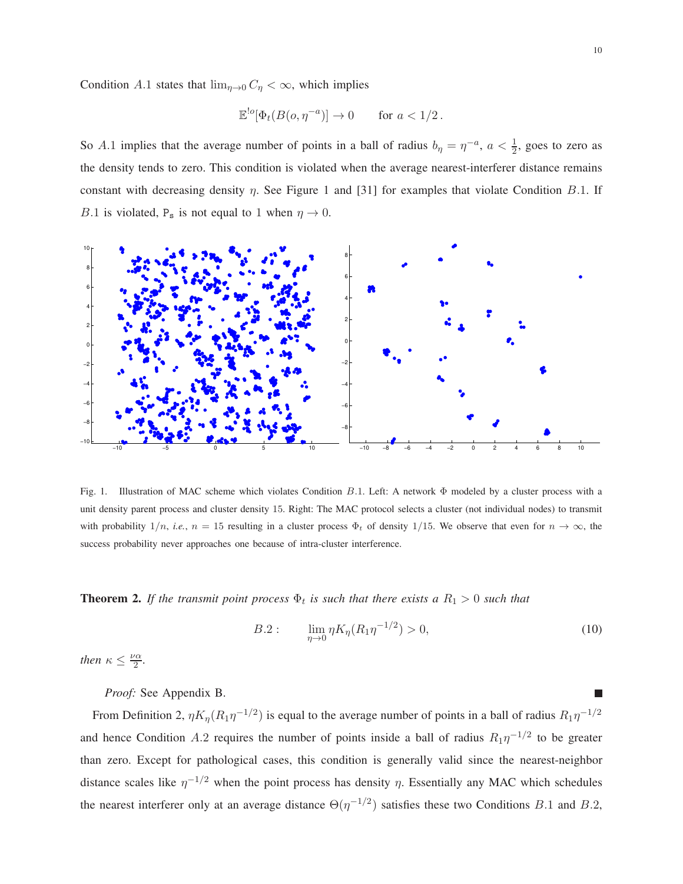Condition $A.1$ states that $\lim_{\eta \to 0} C_\eta < \infty$, which implies

$$\mathbb{E}^{!o}[\Phi_t(B(o, \eta^{-a})] \to 0 \qquad \text{for } a < 1/2\,.$$

So $A.1$ implies that the average number of points in a ball of radius $b_\eta = \eta^{-a}$, $a < \frac{1}{2}$, goes to zero as the density tends to zero. This condition is violated when the average nearest-interferer distance remains constant with decreasing density $\eta$. See Figure 1 and [31] for examples that violate Condition $B.1$. If $B.1$ is violated, $\mathtt{P_s}$ is not equal to 1 when $\eta \to 0$.

Fig. 1. Illustration of MAC scheme which violates Condition $B.1$. Left: A network $\Phi$ modeled by a cluster process with a unit density parent process and cluster density 15. Right: The MAC protocol selects a cluster (not individual nodes) to transmit with probability $1/n$, *i.e.*, $n = 15$ resulting in a cluster process $\Phi_t$ of density $1/15$. We observe that even for $n \to \infty$, the success probability never approaches one because of intra-cluster interference.

**Theorem 2.** *If the transmit point process $\Phi_t$ is such that there exists a $R_1 > 0$ such that*

$$B.2: \qquad \lim_{\eta \to 0} \eta K_\eta(R_1 \eta^{-1/2}) > 0, \tag{10}$$

*then $\kappa \leq \frac{\nu\alpha}{2}$.*

*Proof:* See Appendix B. ■

From Definition 2, $\eta K_\eta(R_1 \eta^{-1/2})$ is equal to the average number of points in a ball of radius $R_1 \eta^{-1/2}$ and hence Condition $A.2$ requires the number of points inside a ball of radius $R_1 \eta^{-1/2}$ to be greater than zero. Except for pathological cases, this condition is generally valid since the nearest-neighbor distance scales like $\eta^{-1/2}$ when the point process has density $\eta$. Essentially any MAC which schedules the nearest interferer only at an average distance $\Theta(\eta^{-1/2})$ satisfies these two Conditions $B.1$ and $B.2$,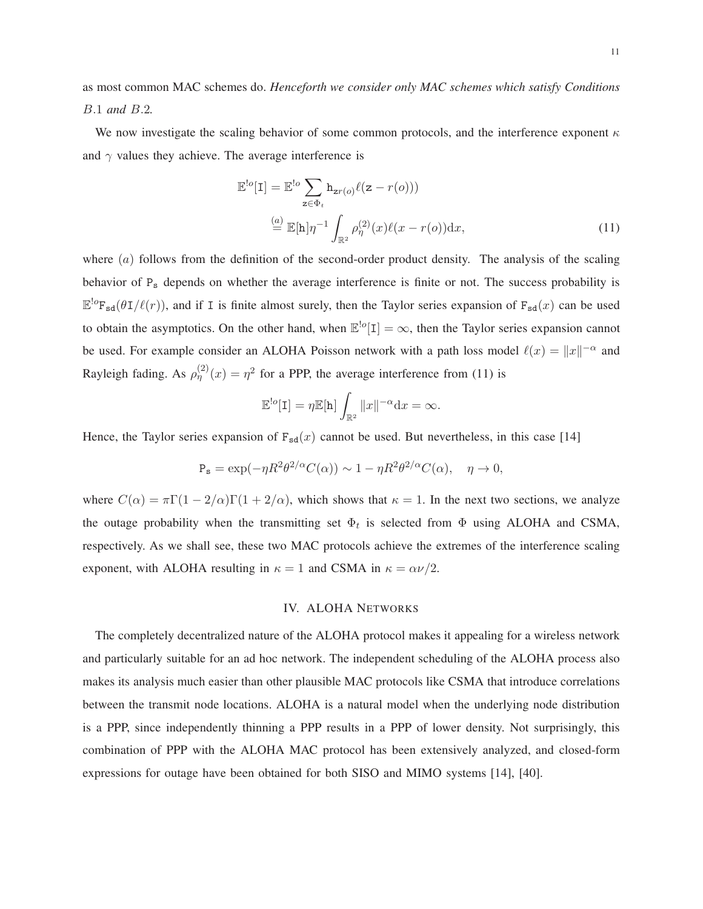as most common MAC schemes do. *Henceforth we consider only MAC schemes which satisfy Conditions* $B.1$ *and* $B.2$*.*

We now investigate the scaling behavior of some common protocols, and the interference exponent $\kappa$ and $\gamma$ values they achieve. The average interference is

$$
\begin{aligned}
\mathbb{E}^{!o}[\mathtt{I}] &= \mathbb{E}^{!o} \sum_{\mathtt{z} \in \Phi_t} \mathtt{h}_{\mathtt{z}r(o)} \ell(\mathtt{z} - r(o))) \\
&\stackrel{(a)}{=} \mathbb{E}[\mathtt{h}] \eta^{-1} \int_{\mathbb{R}^2} \rho_\eta^{(2)}(x) \ell(x - r(o)) \mathrm{d}x,
\end{aligned} \tag{11}
$$

where $(a)$ follows from the definition of the second-order product density. The analysis of the scaling behavior of $\mathtt{P_s}$ depends on whether the average interference is finite or not. The success probability is $\mathbb{E}^{!o}\mathtt{F_{sd}}(\theta \mathtt{I}/\ell(r))$, and if $\mathtt{I}$ is finite almost surely, then the Taylor series expansion of $\mathtt{F_{sd}}(x)$ can be used to obtain the asymptotics. On the other hand, when $\mathbb{E}^{!o}[\mathtt{I}] = \infty$, then the Taylor series expansion cannot be used. For example consider an ALOHA Poisson network with a path loss model $\ell(x) = \|x\|^{-\alpha}$ and Rayleigh fading. As $\rho_\eta^{(2)}(x) = \eta^2$ for a PPP, the average interference from (11) is

$$
\mathbb{E}^{!o}[\mathtt{I}] = \eta \mathbb{E}[\mathtt{h}] \int_{\mathbb{R}^2} \|x\|^{-\alpha} \mathrm{d}x = \infty.
$$

Hence, the Taylor series expansion of $\mathtt{F_{sd}}(x)$ cannot be used. But nevertheless, in this case [14]

$$
\mathtt{P_s} = \exp(-\eta R^2 \theta^{2/\alpha} C(\alpha)) \sim 1 - \eta R^2 \theta^{2/\alpha} C(\alpha), \quad \eta \to 0,
$$

where $C(\alpha) = \pi \Gamma(1 - 2/\alpha) \Gamma(1 + 2/\alpha)$, which shows that $\kappa = 1$. In the next two sections, we analyze the outage probability when the transmitting set $\Phi_t$ is selected from $\Phi$ using ALOHA and CSMA, respectively. As we shall see, these two MAC protocols achieve the extremes of the interference scaling exponent, with ALOHA resulting in $\kappa = 1$ and CSMA in $\kappa = \alpha\nu/2$.

## IV. ALOHA NETWORKS

The completely decentralized nature of the ALOHA protocol makes it appealing for a wireless network and particularly suitable for an ad hoc network. The independent scheduling of the ALOHA process also makes its analysis much easier than other plausible MAC protocols like CSMA that introduce correlations between the transmit node locations. ALOHA is a natural model when the underlying node distribution is a PPP, since independently thinning a PPP results in a PPP of lower density. Not surprisingly, this combination of PPP with the ALOHA MAC protocol has been extensively analyzed, and closed-form expressions for outage have been obtained for both SISO and MIMO systems [14], [40].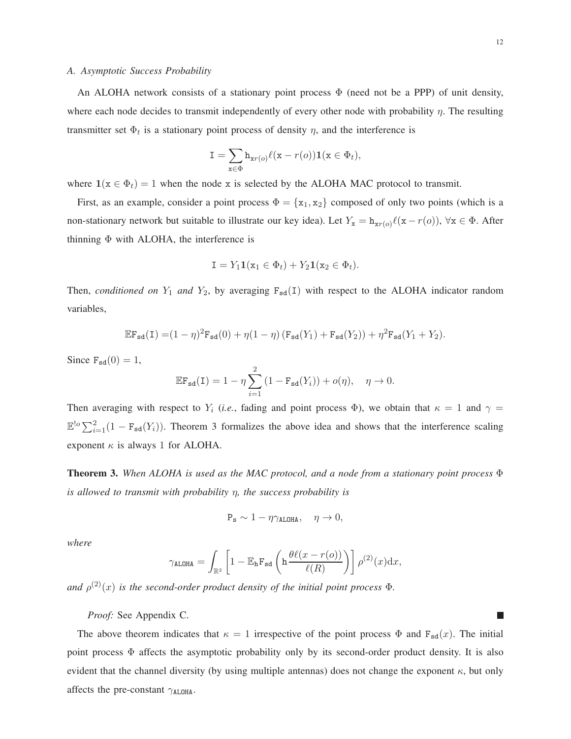### A. Asymptotic Success Probability

An ALOHA network consists of a stationary point process $\Phi$ (need not be a PPP) of unit density, where each node decides to transmit independently of every other node with probability $\eta$. The resulting transmitter set $\Phi_t$ is a stationary point process of density $\eta$, and the interference is

$$\mathtt{I} = \sum_{\mathtt{x}\in\Phi} \mathtt{h}_{\mathtt{x}r(o)}\ell(\mathtt{x}-r(o))\mathbf{1}(\mathtt{x}\in\Phi_t),$$

where $\mathbf{1}(\mathtt{x}\in\Phi_t)=1$ when the node $\mathtt{x}$ is selected by the ALOHA MAC protocol to transmit.

First, as an example, consider a point process $\Phi=\{\mathtt{x}_1,\mathtt{x}_2\}$ composed of only two points (which is a non-stationary network but suitable to illustrate our key idea). Let $Y_{\mathtt{x}} = \mathtt{h}_{\mathtt{x}r(o)}\ell(\mathtt{x}-r(o))$, $\forall \mathtt{x}\in\Phi$. After thinning $\Phi$ with ALOHA, the interference is

$$\mathtt{I} = Y_1\mathbf{1}(\mathtt{x}_1\in\Phi_t) + Y_2\mathbf{1}(\mathtt{x}_2\in\Phi_t).$$

Then, *conditioned on* $Y_1$ *and* $Y_2$, by averaging $\mathtt{F}_{\mathtt{sd}}(\mathtt{I})$ with respect to the ALOHA indicator random variables,

$$\mathbb{E}\mathtt{F}_{\mathtt{sd}}(\mathtt{I}) = (1-\eta)^2\mathtt{F}_{\mathtt{sd}}(0) + \eta(1-\eta)\left(\mathtt{F}_{\mathtt{sd}}(Y_1)+\mathtt{F}_{\mathtt{sd}}(Y_2)\right) + \eta^2\mathtt{F}_{\mathtt{sd}}(Y_1+Y_2).$$

Since $\mathtt{F}_{\mathtt{sd}}(0)=1$,

$$\mathbb{E}\mathtt{F}_{\mathtt{sd}}(\mathtt{I}) = 1-\eta\sum_{i=1}^{2}\left(1-\mathtt{F}_{\mathtt{sd}}(Y_i)\right)+o(\eta), \quad \eta\to 0.$$

Then averaging with respect to $Y_i$ (*i.e.*, fading and point process $\Phi$), we obtain that $\kappa=1$ and $\gamma = \mathbb{E}^{!o}\sum_{i=1}^{2}(1-\mathtt{F}_{\mathtt{sd}}(Y_i))$. Theorem 3 formalizes the above idea and shows that the interference scaling exponent $\kappa$ is always 1 for ALOHA.

**Theorem 3.** *When ALOHA is used as the MAC protocol, and a node from a stationary point process $\Phi$ is allowed to transmit with probability $\eta$, the success probability is*

$$\mathtt{P}_{\mathtt{s}} \sim 1-\eta\gamma_{\mathtt{ALOHA}}, \quad \eta\to 0,$$

*where*

$$\gamma_{\mathtt{ALOHA}} = \int_{\mathbb{R}^2}\left[1-\mathbb{E}_{\mathtt{h}}\mathtt{F}_{\mathtt{sd}}\left(\mathtt{h}\frac{\theta\ell(x-r(o))}{\ell(R)}\right)\right]\rho^{(2)}(x)\mathrm{d}x,$$

*and $\rho^{(2)}(x)$ is the second-order product density of the initial point process $\Phi$.*

*Proof:* See Appendix C. ∎

The above theorem indicates that $\kappa=1$ irrespective of the point process $\Phi$ and $\mathtt{F}_{\mathtt{sd}}(x)$. The initial point process $\Phi$ affects the asymptotic probability only by its second-order product density. It is also evident that the channel diversity (by using multiple antennas) does not change the exponent $\kappa$, but only affects the pre-constant $\gamma_{\mathtt{ALOHA}}$.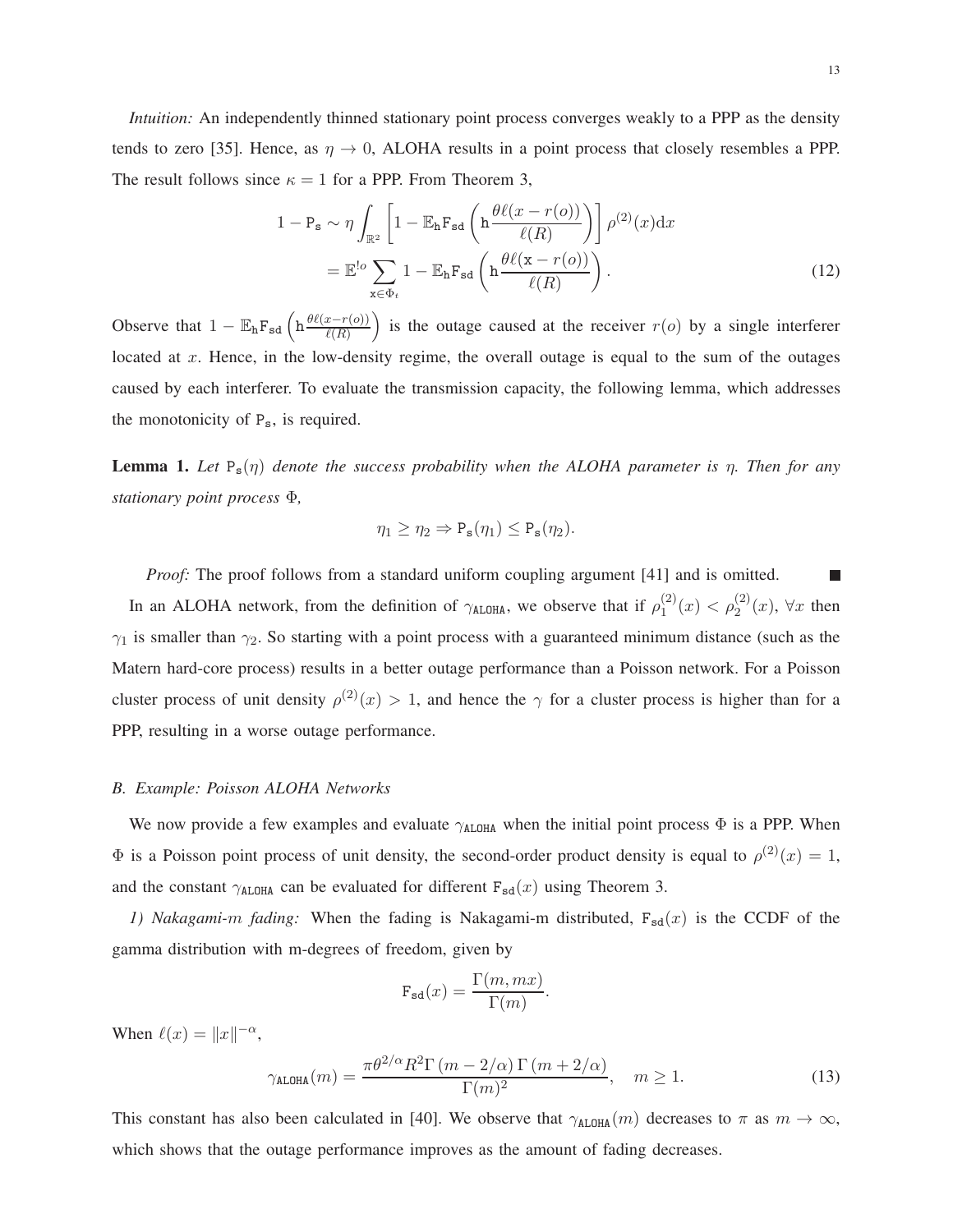*Intuition:* An independently thinned stationary point process converges weakly to a PPP as the density tends to zero [35]. Hence, as $\eta \to 0$, ALOHA results in a point process that closely resembles a PPP. The result follows since $\kappa = 1$ for a PPP. From Theorem 3,

$$
\begin{aligned}
1 - \mathtt{P_s} &\sim \eta \int_{\mathbb{R}^2} \left[ 1 - \mathbb{E}_{\mathtt{h}} \mathtt{F_{sd}} \left( \mathtt{h} \frac{\theta \ell(x - r(o))}{\ell(R)} \right) \right] \rho^{(2)}(x) \mathrm{d}x \\
&= \mathbb{E}^{!o} \sum_{\mathtt{x} \in \Phi_t} 1 - \mathbb{E}_{\mathtt{h}} \mathtt{F_{sd}} \left( \mathtt{h} \frac{\theta \ell(\mathtt{x} - r(o))}{\ell(R)} \right).
\end{aligned} \tag{12}
$$

Observe that $1 - \mathbb{E}_{\mathtt{h}} \mathtt{F_{sd}} \left( \mathtt{h} \frac{\theta \ell(x - r(o))}{\ell(R)} \right)$ is the outage caused at the receiver $r(o)$ by a single interferer located at $x$. Hence, in the low-density regime, the overall outage is equal to the sum of the outages caused by each interferer. To evaluate the transmission capacity, the following lemma, which addresses the monotonicity of $\mathtt{P_s}$, is required.

**Lemma 1.** *Let $\mathtt{P_s}(\eta)$ denote the success probability when the ALOHA parameter is $\eta$. Then for any stationary point process $\Phi$,*

$$
\eta_1 \geq \eta_2 \Rightarrow \mathtt{P_s}(\eta_1) \leq \mathtt{P_s}(\eta_2).
$$

*Proof:* The proof follows from a standard uniform coupling argument [41] and is omitted. ■

In an ALOHA network, from the definition of $\gamma_{\mathtt{ALOHA}}$, we observe that if $\rho_1^{(2)}(x) < \rho_2^{(2)}(x)$, $\forall x$ then $\gamma_1$ is smaller than $\gamma_2$. So starting with a point process with a guaranteed minimum distance (such as the Matern hard-core process) results in a better outage performance than a Poisson network. For a Poisson cluster process of unit density $\rho^{(2)}(x) > 1$, and hence the $\gamma$ for a cluster process is higher than for a PPP, resulting in a worse outage performance.

### *B. Example: Poisson ALOHA Networks*

We now provide a few examples and evaluate $\gamma_{\mathtt{ALOHA}}$ when the initial point process $\Phi$ is a PPP. When $\Phi$ is a Poisson point process of unit density, the second-order product density is equal to $\rho^{(2)}(x) = 1$, and the constant $\gamma_{\mathtt{ALOHA}}$ can be evaluated for different $\mathtt{F_{sd}}(x)$ using Theorem 3.

*1) Nakagami-$m$ fading:* When the fading is Nakagami-m distributed, $\mathtt{F_{sd}}(x)$ is the CCDF of the gamma distribution with m-degrees of freedom, given by

$$
\mathtt{F_{sd}}(x) = \frac{\Gamma(m, mx)}{\Gamma(m)}.
$$

When $\ell(x) = \|x\|^{-\alpha}$,

$$
\gamma_{\mathtt{ALOHA}}(m) = \frac{\pi \theta^{2/\alpha} R^2 \Gamma\left(m - 2/\alpha\right) \Gamma\left(m + 2/\alpha\right)}{\Gamma(m)^2}, \quad m \geq 1. \tag{13}
$$

This constant has also been calculated in [40]. We observe that $\gamma_{\mathtt{ALOHA}}(m)$ decreases to $\pi$ as $m \to \infty$, which shows that the outage performance improves as the amount of fading decreases.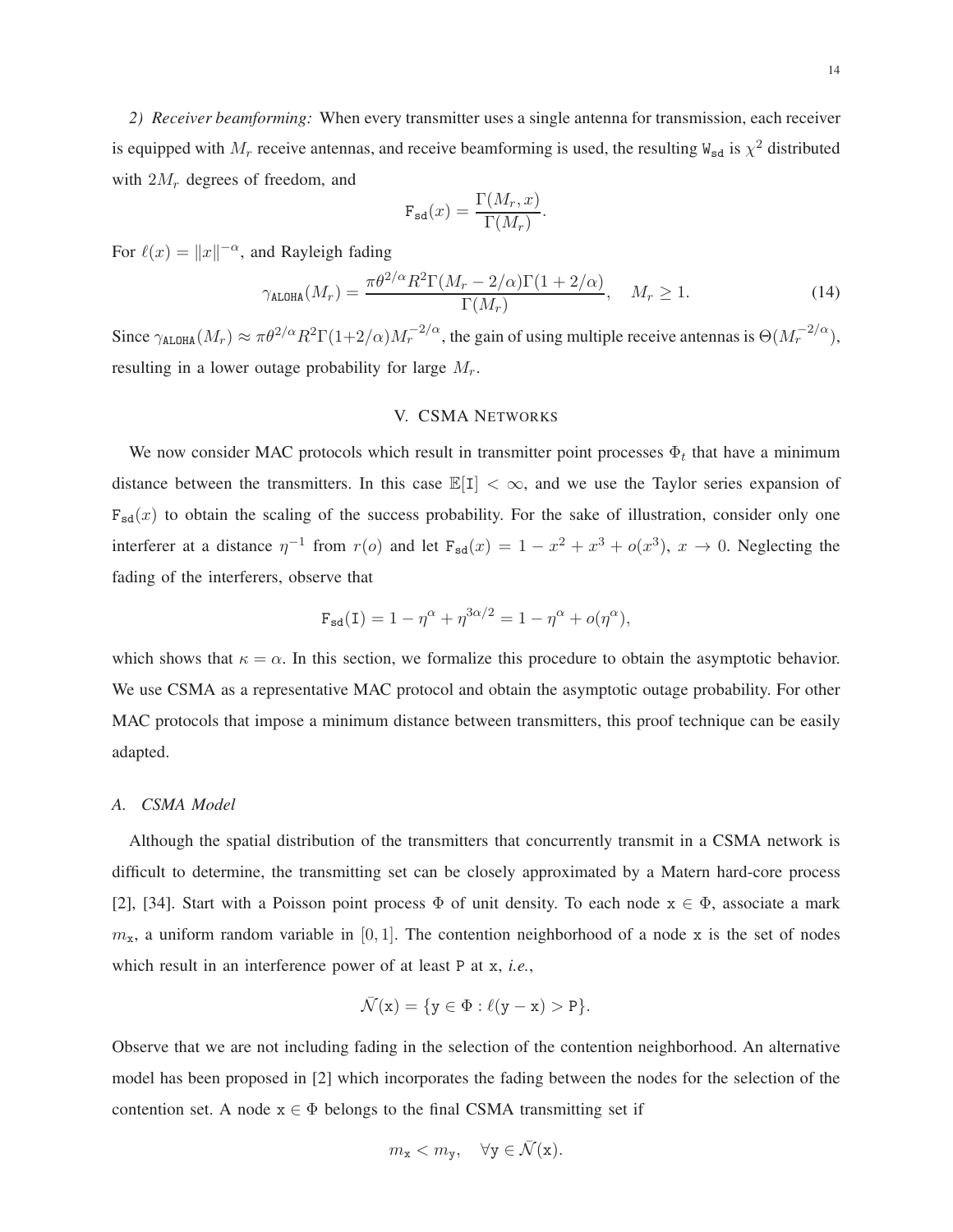*2) Receiver beamforming:* When every transmitter uses a single antenna for transmission, each receiver is equipped with $M_r$ receive antennas, and receive beamforming is used, the resulting $\mathtt{W_{sd}}$ is $\chi^2$ distributed with $2M_r$ degrees of freedom, and

$$\mathtt{F_{sd}}(x) = \frac{\Gamma(M_r, x)}{\Gamma(M_r)}.$$

For $\ell(x) = \|x\|^{-\alpha}$, and Rayleigh fading

$$\gamma_{\mathtt{ALOHA}}(M_r) = \frac{\pi\theta^{2/\alpha}R^2\Gamma(M_r - 2/\alpha)\Gamma(1+2/\alpha)}{\Gamma(M_r)}, \quad M_r \geq 1. \tag{14}$$

Since $\gamma_{\mathtt{ALOHA}}(M_r) \approx \pi\theta^{2/\alpha}R^2\Gamma(1+2/\alpha)M_r^{-2/\alpha}$, the gain of using multiple receive antennas is $\Theta(M_r^{-2/\alpha})$, resulting in a lower outage probability for large $M_r$.

## V. CSMA Networks

We now consider MAC protocols which result in transmitter point processes $\Phi_t$ that have a minimum distance between the transmitters. In this case $\mathbb{E}[\mathtt{I}] < \infty$, and we use the Taylor series expansion of $\mathtt{F_{sd}}(x)$ to obtain the scaling of the success probability. For the sake of illustration, consider only one interferer at a distance $\eta^{-1}$ from $r(o)$ and let $\mathtt{F_{sd}}(x) = 1 - x^2 + x^3 + o(x^3)$, $x \to 0$. Neglecting the fading of the interferers, observe that

$$\mathtt{F_{sd}}(\mathtt{I}) = 1 - \eta^{\alpha} + \eta^{3\alpha/2} = 1 - \eta^{\alpha} + o(\eta^{\alpha}),$$

which shows that $\kappa = \alpha$. In this section, we formalize this procedure to obtain the asymptotic behavior. We use CSMA as a representative MAC protocol and obtain the asymptotic outage probability. For other MAC protocols that impose a minimum distance between transmitters, this proof technique can be easily adapted.

### A. CSMA Model

Although the spatial distribution of the transmitters that concurrently transmit in a CSMA network is difficult to determine, the transmitting set can be closely approximated by a Matern hard-core process [2], [34]. Start with a Poisson point process $\Phi$ of unit density. To each node $\mathtt{x} \in \Phi$, associate a mark $m_{\mathtt{x}}$, a uniform random variable in $[0, 1]$. The contention neighborhood of a node $\mathtt{x}$ is the set of nodes which result in an interference power of at least $\mathtt{P}$ at $\mathtt{x}$, *i.e.*,

$$\bar{\mathcal{N}}(\mathtt{x}) = \{\mathtt{y} \in \Phi : \ell(\mathtt{y} - \mathtt{x}) > \mathtt{P}\}.$$

Observe that we are not including fading in the selection of the contention neighborhood. An alternative model has been proposed in [2] which incorporates the fading between the nodes for the selection of the contention set. A node $\mathtt{x} \in \Phi$ belongs to the final CSMA transmitting set if

$$m_{\mathtt{x}} < m_{\mathtt{y}}, \quad \forall \mathtt{y} \in \bar{\mathcal{N}}(\mathtt{x}).$$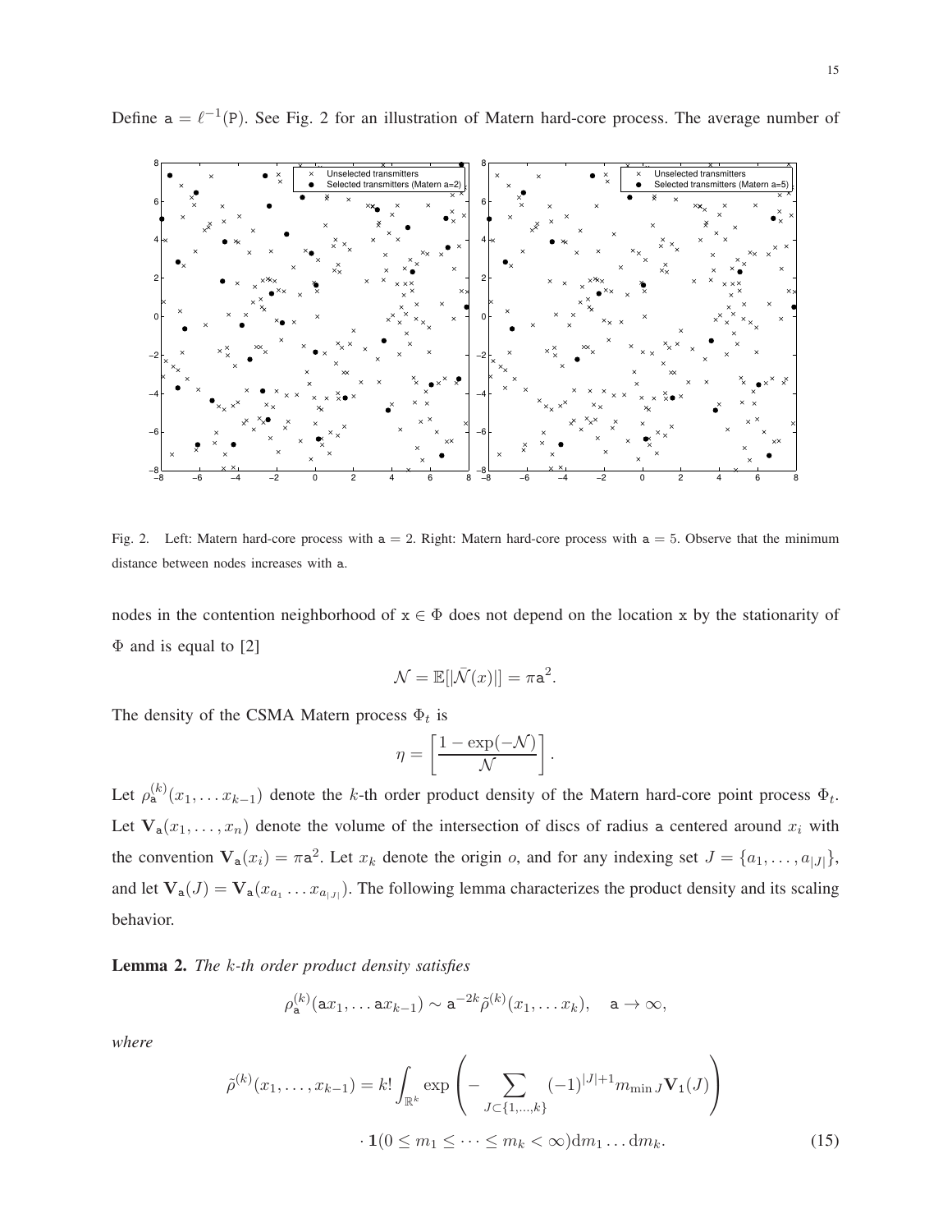Define $\mathtt{a} = \ell^{-1}(\mathtt{P})$. See Fig. 2 for an illustration of Matern hard-core process. The average number of

Fig. 2. Left: Matern hard-core process with $\mathtt{a} = 2$. Right: Matern hard-core process with $\mathtt{a} = 5$. Observe that the minimum distance between nodes increases with $\mathtt{a}$.

nodes in the contention neighborhood of $\mathtt{x} \in \Phi$ does not depend on the location $\mathtt{x}$ by the stationarity of $\Phi$ and is equal to [2]

$$\mathcal{N} = \mathbb{E}[|\bar{\mathcal{N}}(x)|] = \pi \mathtt{a}^2.$$

The density of the CSMA Matern process $\Phi_t$ is

$$\eta = \left[ \frac{1 - \exp(-\mathcal{N})}{\mathcal{N}} \right].$$

Let $\rho_{\mathtt{a}}^{(k)}(x_1, \dots x_{k-1})$ denote the $k$-th order product density of the Matern hard-core point process $\Phi_t$. Let $\mathbf{V}_{\mathtt{a}}(x_1, \dots, x_n)$ denote the volume of the intersection of discs of radius $\mathtt{a}$ centered around $x_i$ with the convention $\mathbf{V}_{\mathtt{a}}(x_i) = \pi \mathtt{a}^2$. Let $x_k$ denote the origin $o$, and for any indexing set $J = \{a_1, \dots, a_{|J|}\}$, and let $\mathbf{V}_{\mathtt{a}}(J) = \mathbf{V}_{\mathtt{a}}(x_{a_1} \dots x_{a_{|J|}})$. The following lemma characterizes the product density and its scaling behavior.

**Lemma 2.** *The $k$-th order product density satisfies*

$$\rho_{\mathtt{a}}^{(k)}(\mathtt{a}x_1, \dots \mathtt{a}x_{k-1}) \sim \mathtt{a}^{-2k} \tilde{\rho}^{(k)}(x_1, \dots x_k), \quad \mathtt{a} \to \infty,$$

*where*

$$\tilde{\rho}^{(k)}(x_1, \dots, x_{k-1}) = k! \int_{\mathbb{R}^k} \exp\left( - \sum_{J \subset \{1, \dots, k\}} (-1)^{|J|+1} m_{\min J} \mathbf{V}_1(J) \right) \cdot \mathbf{1}(0 \leq m_1 \leq \dots \leq m_k < \infty) \mathrm{d}m_1 \dots \mathrm{d}m_k. \tag{15}$$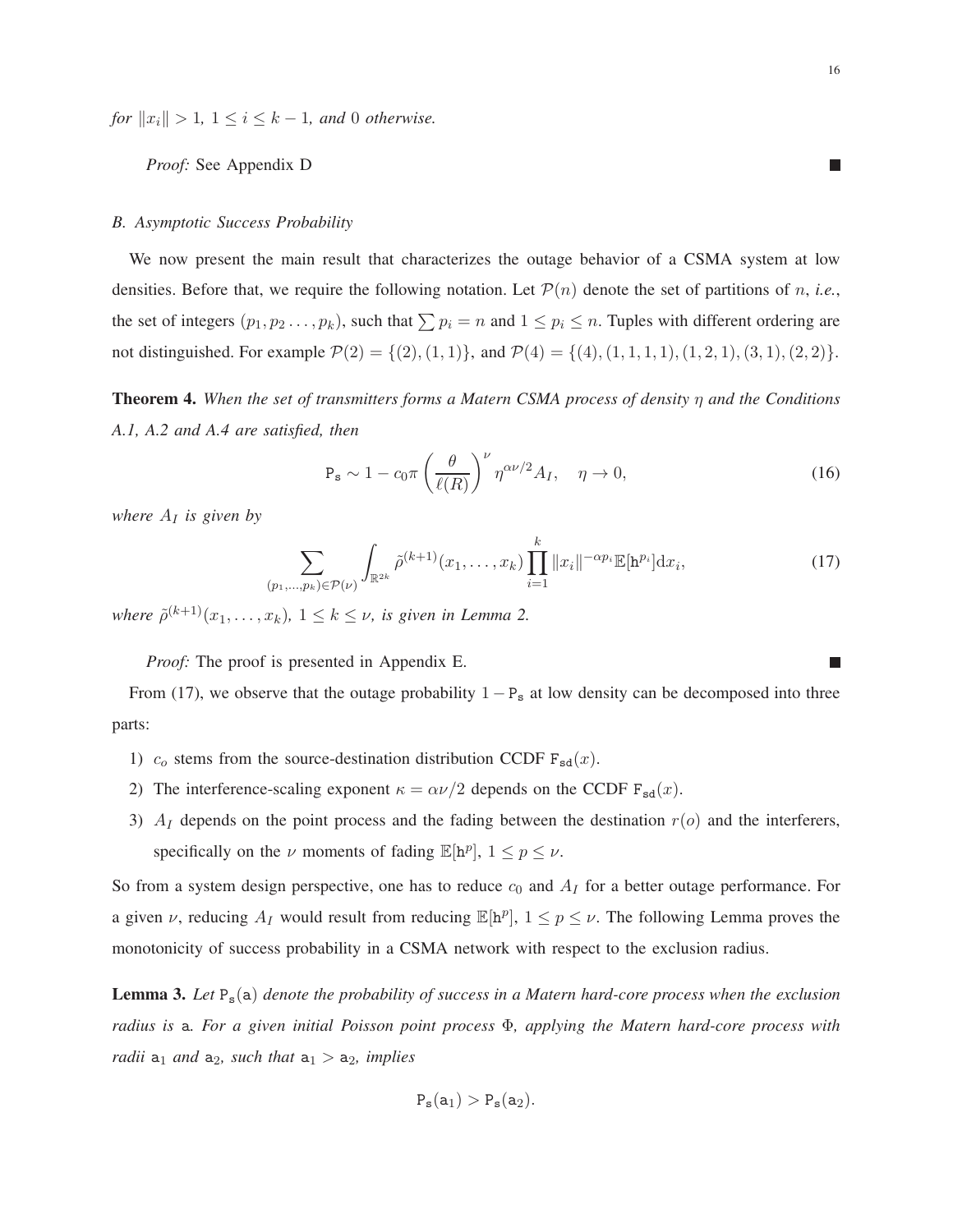*for* $\|x_i\| > 1$, $1 \leq i \leq k-1$, *and* $0$ *otherwise.*

*Proof:* See Appendix D ■

### B. Asymptotic Success Probability

We now present the main result that characterizes the outage behavior of a CSMA system at low densities. Before that, we require the following notation. Let $\mathcal{P}(n)$ denote the set of partitions of $n$, *i.e.*, the set of integers $(p_1, p_2 \ldots, p_k)$, such that $\sum p_i = n$ and $1 \leq p_i \leq n$. Tuples with different ordering are not distinguished. For example $\mathcal{P}(2) = \{(2), (1,1)\}$, and $\mathcal{P}(4) = \{(4), (1,1,1,1), (1,2,1), (3,1), (2,2)\}$.

**Theorem 4.** *When the set of transmitters forms a Matern CSMA process of density* $\eta$ *and the Conditions A.1, A.2 and A.4 are satisfied, then*

$$\mathtt{P_s} \sim 1 - c_0 \pi \left( \frac{\theta}{\ell(R)} \right)^{\nu} \eta^{\alpha\nu/2} A_I, \quad \eta \to 0, \tag{16}$$

*where* $A_I$ *is given by*

$$\sum_{(p_1, \ldots, p_k) \in \mathcal{P}(\nu)} \int_{\mathbb{R}^{2k}} \tilde{\rho}^{(k+1)}(x_1, \ldots, x_k) \prod_{i=1}^{k} \|x_i\|^{-\alpha p_i} \mathbb{E}[\mathtt{h}^{p_i}] \mathrm{d}x_i, \tag{17}$$

*where* $\tilde{\rho}^{(k+1)}(x_1, \ldots, x_k)$*,* $1 \leq k \leq \nu$*, is given in Lemma 2.*

*Proof:* The proof is presented in Appendix E. ■

From (17), we observe that the outage probability $1 - \mathtt{P_s}$ at low density can be decomposed into three parts:

1) $c_o$ stems from the source-destination distribution CCDF $\mathtt{F_{sd}}(x)$.
2) The interference-scaling exponent $\kappa = \alpha\nu/2$ depends on the CCDF $\mathtt{F_{sd}}(x)$.
3) $A_I$ depends on the point process and the fading between the destination $r(o)$ and the interferers, specifically on the $\nu$ moments of fading $\mathbb{E}[\mathtt{h}^p]$, $1 \leq p \leq \nu$.

So from a system design perspective, one has to reduce $c_0$ and $A_I$ for a better outage performance. For a given $\nu$, reducing $A_I$ would result from reducing $\mathbb{E}[\mathtt{h}^p]$, $1 \leq p \leq \nu$. The following Lemma proves the monotonicity of success probability in a CSMA network with respect to the exclusion radius.

**Lemma 3.** *Let* $\mathtt{P_s}(\mathtt{a})$ *denote the probability of success in a Matern hard-core process when the exclusion radius is* $\mathtt{a}$*. For a given initial Poisson point process* $\Phi$*, applying the Matern hard-core process with radii* $\mathtt{a}_1$ *and* $\mathtt{a}_2$*, such that* $\mathtt{a}_1 > \mathtt{a}_2$*, implies*

$$\mathtt{P_s}(\mathtt{a}_1) > \mathtt{P_s}(\mathtt{a}_2).$$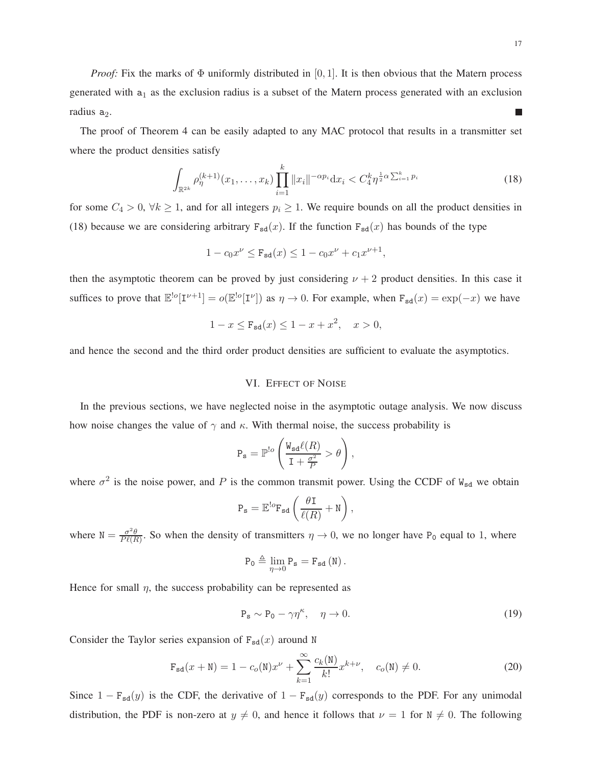*Proof:* Fix the marks of $\Phi$ uniformly distributed in $[0, 1]$. It is then obvious that the Matern process generated with $\mathtt{a}_1$ as the exclusion radius is a subset of the Matern process generated with an exclusion radius $\mathtt{a}_2$. ∎

The proof of Theorem 4 can be easily adapted to any MAC protocol that results in a transmitter set where the product densities satisfy

$$\int_{\mathbb{R}^{2k}} \rho_\eta^{(k+1)}(x_1, \ldots, x_k) \prod_{i=1}^{k} \|x_i\|^{-\alpha p_i} \mathrm{d}x_i < C_4^k \eta^{\frac{1}{2}\alpha \sum_{i=1}^{k} p_i} \tag{18}$$

for some $C_4 > 0$, $\forall k \geq 1$, and for all integers $p_i \geq 1$. We require bounds on all the product densities in (18) because we are considering arbitrary $\mathtt{F}_{\mathtt{sd}}(x)$. If the function $\mathtt{F}_{\mathtt{sd}}(x)$ has bounds of the type

$$1 - c_0 x^\nu \leq \mathtt{F}_{\mathtt{sd}}(x) \leq 1 - c_0 x^\nu + c_1 x^{\nu+1},$$

then the asymptotic theorem can be proved by just considering $\nu + 2$ product densities. In this case it suffices to prove that $\mathbb{E}^{!o}[\mathtt{I}^{\nu+1}] = o(\mathbb{E}^{!o}[\mathtt{I}^\nu])$ as $\eta \to 0$. For example, when $\mathtt{F}_{\mathtt{sd}}(x) = \exp(-x)$ we have

$$1 - x \leq \mathtt{F}_{\mathtt{sd}}(x) \leq 1 - x + x^2, \quad x > 0,$$

and hence the second and the third order product densities are sufficient to evaluate the asymptotics.

## VI. Effect of Noise

In the previous sections, we have neglected noise in the asymptotic outage analysis. We now discuss how noise changes the value of $\gamma$ and $\kappa$. With thermal noise, the success probability is

$$\mathtt{P_s} = \mathbb{P}^{!o}\left(\frac{\mathtt{W}_{\mathtt{sd}}\ell(R)}{\mathtt{I} + \frac{\sigma^2}{P}} > \theta\right),$$

where $\sigma^2$ is the noise power, and $P$ is the common transmit power. Using the CCDF of $\mathtt{W}_{\mathtt{sd}}$ we obtain

$$\mathtt{P_s} = \mathbb{E}^{!o}\mathtt{F}_{\mathtt{sd}}\left(\frac{\theta \mathtt{I}}{\ell(R)} + \mathtt{N}\right),$$

where $\mathtt{N} = \frac{\sigma^2\theta}{P\ell(R)}$. So when the density of transmitters $\eta \to 0$, we no longer have $\mathtt{P}_0$ equal to 1, where

$$\mathtt{P}_0 \triangleq \lim_{\eta \to 0} \mathtt{P_s} = \mathtt{F}_{\mathtt{sd}}(\mathtt{N}).$$

Hence for small $\eta$, the success probability can be represented as

$$\mathtt{P_s} \sim \mathtt{P}_0 - \gamma\eta^\kappa, \quad \eta \to 0. \tag{19}$$

Consider the Taylor series expansion of $\mathtt{F}_{\mathtt{sd}}(x)$ around $\mathtt{N}$

$$\mathtt{F}_{\mathtt{sd}}(x + \mathtt{N}) = 1 - c_o(\mathtt{N})x^\nu + \sum_{k=1}^{\infty} \frac{c_k(\mathtt{N})}{k!} x^{k+\nu}, \quad c_o(\mathtt{N}) \neq 0. \tag{20}$$

Since $1 - \mathtt{F}_{\mathtt{sd}}(y)$ is the CDF, the derivative of $1 - \mathtt{F}_{\mathtt{sd}}(y)$ corresponds to the PDF. For any unimodal distribution, the PDF is non-zero at $y \neq 0$, and hence it follows that $\nu = 1$ for $\mathtt{N} \neq 0$. The following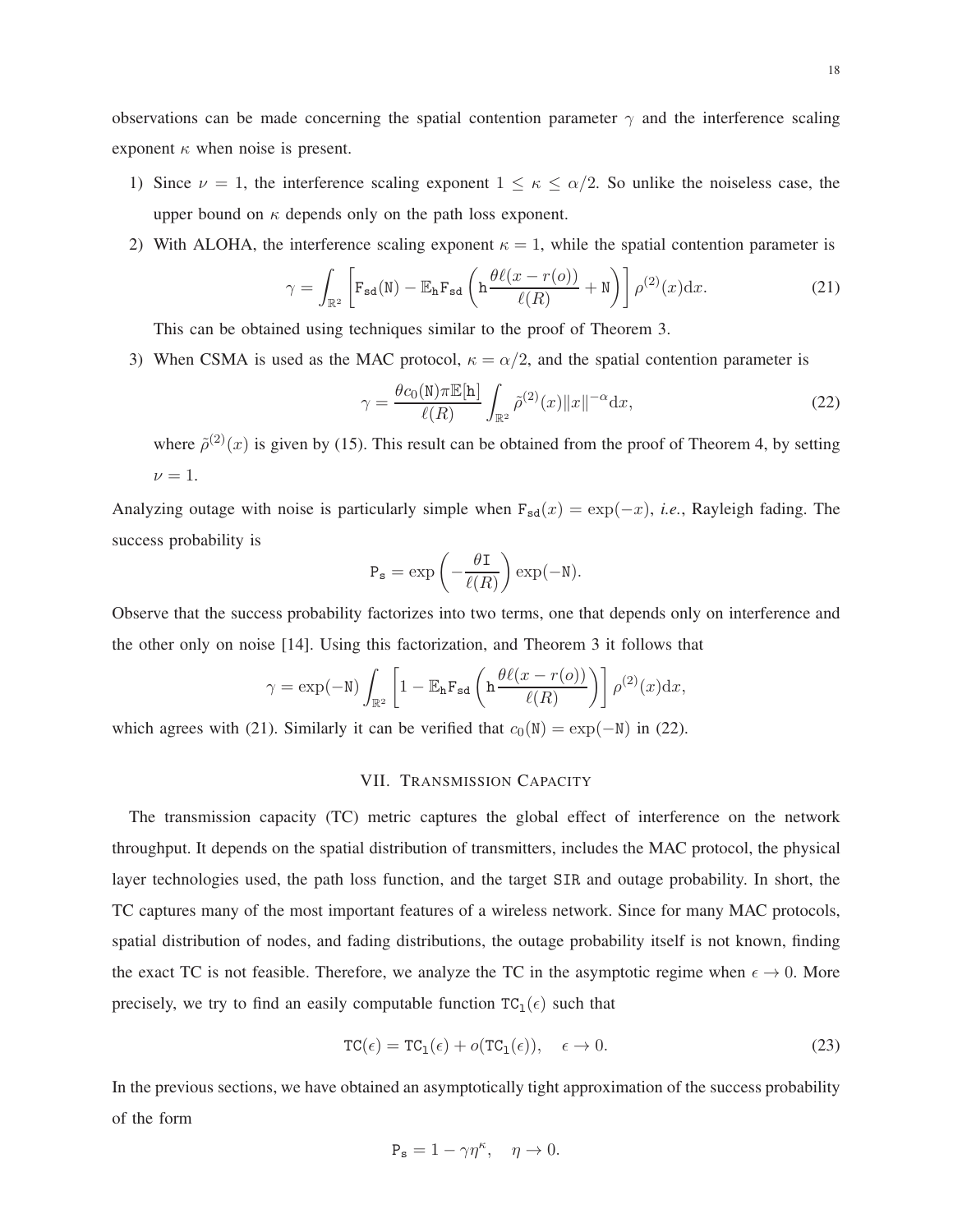observations can be made concerning the spatial contention parameter $\gamma$ and the interference scaling exponent $\kappa$ when noise is present.

1) Since $\nu = 1$, the interference scaling exponent $1 \leq \kappa \leq \alpha/2$. So unlike the noiseless case, the upper bound on $\kappa$ depends only on the path loss exponent.
2) With ALOHA, the interference scaling exponent $\kappa = 1$, while the spatial contention parameter is

$$\gamma = \int_{\mathbb{R}^2} \left[ \mathtt{F}_{\mathtt{sd}}(\mathtt{N}) - \mathbb{E}_{\mathtt{h}} \mathtt{F}_{\mathtt{sd}} \left( \mathtt{h} \frac{\theta \ell(x - r(o))}{\ell(R)} + \mathtt{N} \right) \right] \rho^{(2)}(x) \mathrm{d}x. \tag{21}$$

This can be obtained using techniques similar to the proof of Theorem 3.
3) When CSMA is used as the MAC protocol, $\kappa = \alpha/2$, and the spatial contention parameter is

$$\gamma = \frac{\theta c_0(\mathtt{N}) \pi \mathbb{E}[\mathtt{h}]}{\ell(R)} \int_{\mathbb{R}^2} \tilde{\rho}^{(2)}(x) \|x\|^{-\alpha} \mathrm{d}x, \tag{22}$$

where $\tilde{\rho}^{(2)}(x)$ is given by (15). This result can be obtained from the proof of Theorem 4, by setting $\nu = 1$.

Analyzing outage with noise is particularly simple when $\mathtt{F}_{\mathtt{sd}}(x) = \exp(-x)$, *i.e.*, Rayleigh fading. The success probability is

$$\mathtt{P_s} = \exp\left(-\frac{\theta \mathtt{I}}{\ell(R)}\right) \exp(-\mathtt{N}).$$

Observe that the success probability factorizes into two terms, one that depends only on interference and the other only on noise [14]. Using this factorization, and Theorem 3 it follows that

$$\gamma = \exp(-\mathtt{N}) \int_{\mathbb{R}^2} \left[ 1 - \mathbb{E}_{\mathtt{h}} \mathtt{F}_{\mathtt{sd}} \left( \mathtt{h} \frac{\theta \ell(x - r(o))}{\ell(R)} \right) \right] \rho^{(2)}(x) \mathrm{d}x,$$

which agrees with (21). Similarly it can be verified that $c_0(\mathtt{N}) = \exp(-\mathtt{N})$ in (22).

## VII. Transmission Capacity

The transmission capacity (TC) metric captures the global effect of interference on the network throughput. It depends on the spatial distribution of transmitters, includes the MAC protocol, the physical layer technologies used, the path loss function, and the target SIR and outage probability. In short, the TC captures many of the most important features of a wireless network. Since for many MAC protocols, spatial distribution of nodes, and fading distributions, the outage probability itself is not known, finding the exact TC is not feasible. Therefore, we analyze the TC in the asymptotic regime when $\epsilon \to 0$. More precisely, we try to find an easily computable function $\mathtt{TC_1}(\epsilon)$ such that

$$\mathtt{TC}(\epsilon) = \mathtt{TC_1}(\epsilon) + o(\mathtt{TC_1}(\epsilon)), \quad \epsilon \to 0. \tag{23}$$

In the previous sections, we have obtained an asymptotically tight approximation of the success probability of the form

$$\mathtt{P_s} = 1 - \gamma \eta^{\kappa}, \quad \eta \to 0.$$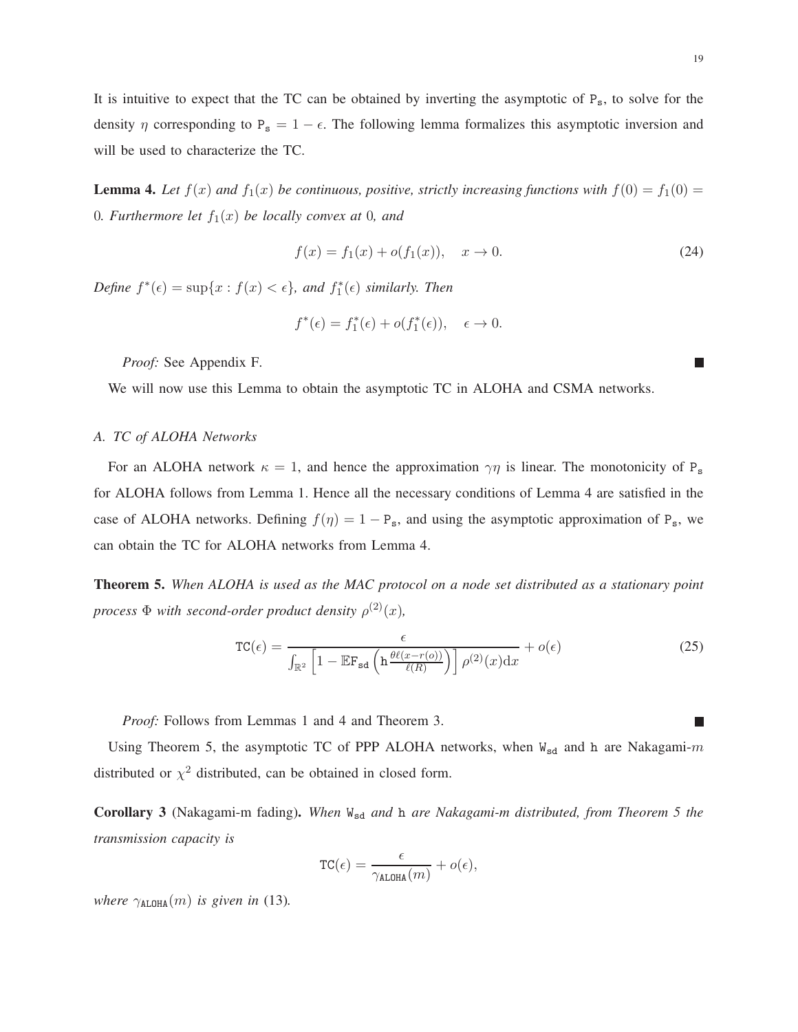It is intuitive to expect that the TC can be obtained by inverting the asymptotic of $\mathtt{P_s}$, to solve for the density $\eta$ corresponding to $\mathtt{P_s} = 1 - \epsilon$. The following lemma formalizes this asymptotic inversion and will be used to characterize the TC.

**Lemma 4.** *Let $f(x)$ and $f_1(x)$ be continuous, positive, strictly increasing functions with $f(0) = f_1(0) = 0$. Furthermore let $f_1(x)$ be locally convex at 0, and*

$$f(x) = f_1(x) + o(f_1(x)), \quad x \to 0. \tag{24}$$

*Define $f^*(\epsilon) = \sup\{x : f(x) < \epsilon\}$, and $f_1^*(\epsilon)$ similarly. Then*

$$f^*(\epsilon) = f_1^*(\epsilon) + o(f_1^*(\epsilon)), \quad \epsilon \to 0.$$

*Proof:* See Appendix F. ■

We will now use this Lemma to obtain the asymptotic TC in ALOHA and CSMA networks.

### A. TC of ALOHA Networks

For an ALOHA network $\kappa = 1$, and hence the approximation $\gamma\eta$ is linear. The monotonicity of $\mathtt{P_s}$ for ALOHA follows from Lemma 1. Hence all the necessary conditions of Lemma 4 are satisfied in the case of ALOHA networks. Defining $f(\eta) = 1 - \mathtt{P_s}$, and using the asymptotic approximation of $\mathtt{P_s}$, we can obtain the TC for ALOHA networks from Lemma 4.

**Theorem 5.** *When ALOHA is used as the MAC protocol on a node set distributed as a stationary point process $\Phi$ with second-order product density $\rho^{(2)}(x)$,*

$$\mathtt{TC}(\epsilon) = \frac{\epsilon}{\int_{\mathbb{R}^2} \left[1 - \mathbb{E}\mathtt{F_{sd}}\left(\mathtt{h}\frac{\theta\ell(x - r(o))}{\ell(R)}\right)\right] \rho^{(2)}(x)\mathrm{d}x} + o(\epsilon) \tag{25}$$

*Proof:* Follows from Lemmas 1 and 4 and Theorem 3. ■

Using Theorem 5, the asymptotic TC of PPP ALOHA networks, when $\mathtt{W_{sd}}$ and $\mathtt{h}$ are Nakagami-$m$ distributed or $\chi^2$ distributed, can be obtained in closed form.

**Corollary 3** (Nakagami-m fading)**.** *When $\mathtt{W_{sd}}$ and $\mathtt{h}$ are Nakagami-m distributed, from Theorem 5 the transmission capacity is*

$$\mathtt{TC}(\epsilon) = \frac{\epsilon}{\gamma_{\mathtt{ALOHA}}(m)} + o(\epsilon),$$

*where $\gamma_{\mathtt{ALOHA}}(m)$ is given in* (13)*.*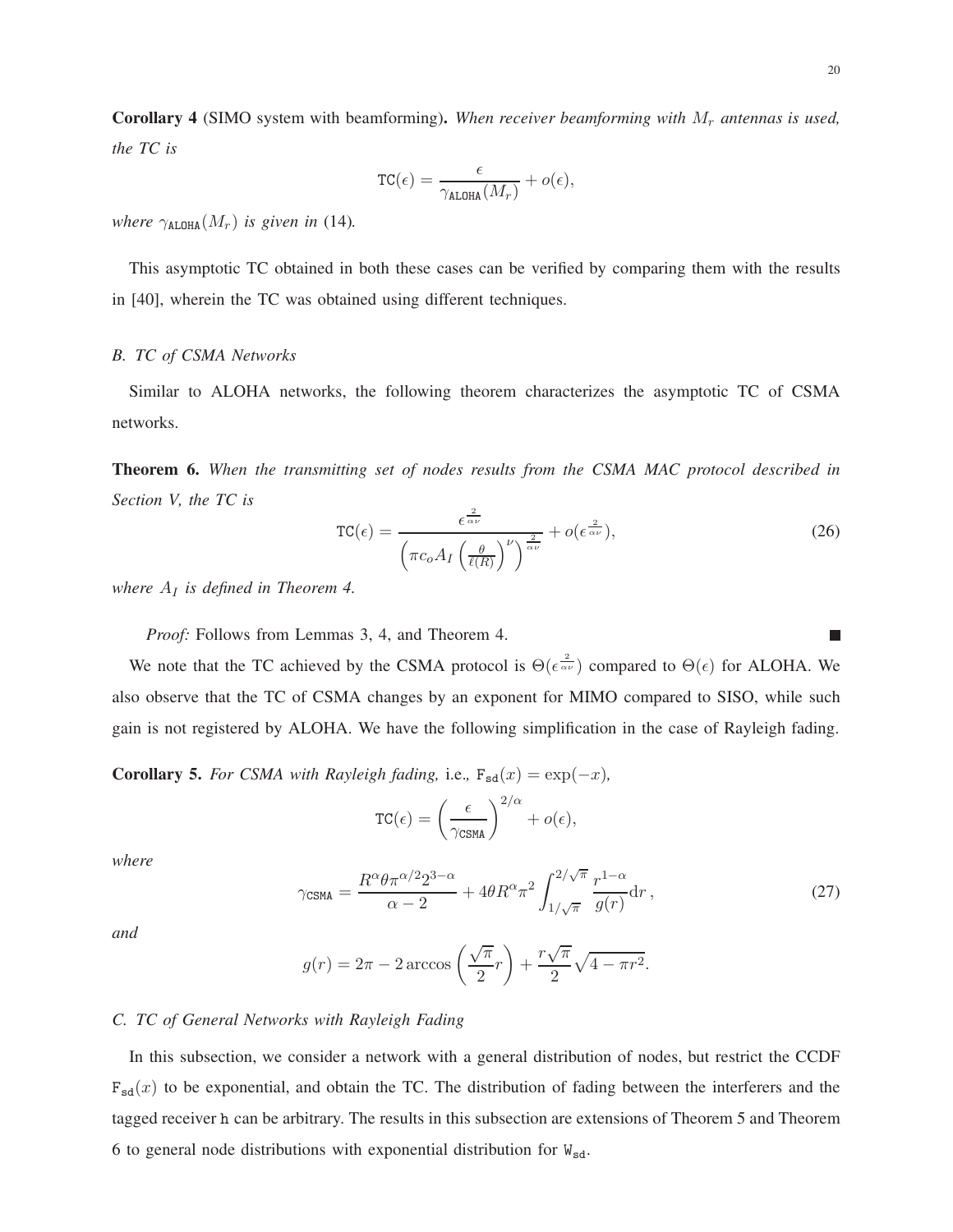**Corollary 4** (SIMO system with beamforming)**.** *When receiver beamforming with $M_r$ antennas is used, the TC is*

$$\mathtt{TC}(\epsilon) = \frac{\epsilon}{\gamma_{\mathtt{ALOHA}}(M_r)} + o(\epsilon),$$

*where $\gamma_{\mathtt{ALOHA}}(M_r)$ is given in* (14)*.*

This asymptotic TC obtained in both these cases can be verified by comparing them with the results in [40], wherein the TC was obtained using different techniques.

### *B. TC of CSMA Networks*

Similar to ALOHA networks, the following theorem characterizes the asymptotic TC of CSMA networks.

**Theorem 6.** *When the transmitting set of nodes results from the CSMA MAC protocol described in Section V, the TC is*

$$\mathtt{TC}(\epsilon) = \frac{\epsilon^{\frac{2}{\alpha\nu}}}{\left(\pi c_o A_I \left(\frac{\theta}{\ell(R)}\right)^{\nu}\right)^{\frac{2}{\alpha\nu}}} + o(\epsilon^{\frac{2}{\alpha\nu}}), \tag{26}$$

*where $A_I$ is defined in Theorem 4.*

*Proof:* Follows from Lemmas 3, 4, and Theorem 4. ■

We note that the TC achieved by the CSMA protocol is $\Theta(\epsilon^{\frac{2}{\alpha\nu}})$ compared to $\Theta(\epsilon)$ for ALOHA. We also observe that the TC of CSMA changes by an exponent for MIMO compared to SISO, while such gain is not registered by ALOHA. We have the following simplification in the case of Rayleigh fading.

**Corollary 5.** *For CSMA with Rayleigh fading,* i.e.*, $\mathtt{F}_{\mathtt{sd}}(x) = \exp(-x)$,*

$$\mathtt{TC}(\epsilon) = \left(\frac{\epsilon}{\gamma_{\mathtt{CSMA}}}\right)^{2/\alpha} + o(\epsilon),$$

*where*

$$\gamma_{\mathtt{CSMA}} = \frac{R^{\alpha}\theta\pi^{\alpha/2}2^{3-\alpha}}{\alpha-2} + 4\theta R^{\alpha}\pi^2 \int_{1/\sqrt{\pi}}^{2/\sqrt{\pi}} \frac{r^{1-\alpha}}{g(r)}\mathrm{d}r\,, \tag{27}$$

*and*

$$g(r) = 2\pi - 2\arccos\left(\frac{\sqrt{\pi}}{2}r\right) + \frac{r\sqrt{\pi}}{2}\sqrt{4-\pi r^2}.$$

### *C. TC of General Networks with Rayleigh Fading*

In this subsection, we consider a network with a general distribution of nodes, but restrict the CCDF $\mathtt{F}_{\mathtt{sd}}(x)$ to be exponential, and obtain the TC. The distribution of fading between the interferers and the tagged receiver $\mathtt{h}$ can be arbitrary. The results in this subsection are extensions of Theorem 5 and Theorem 6 to general node distributions with exponential distribution for $\mathtt{W}_{\mathtt{sd}}$.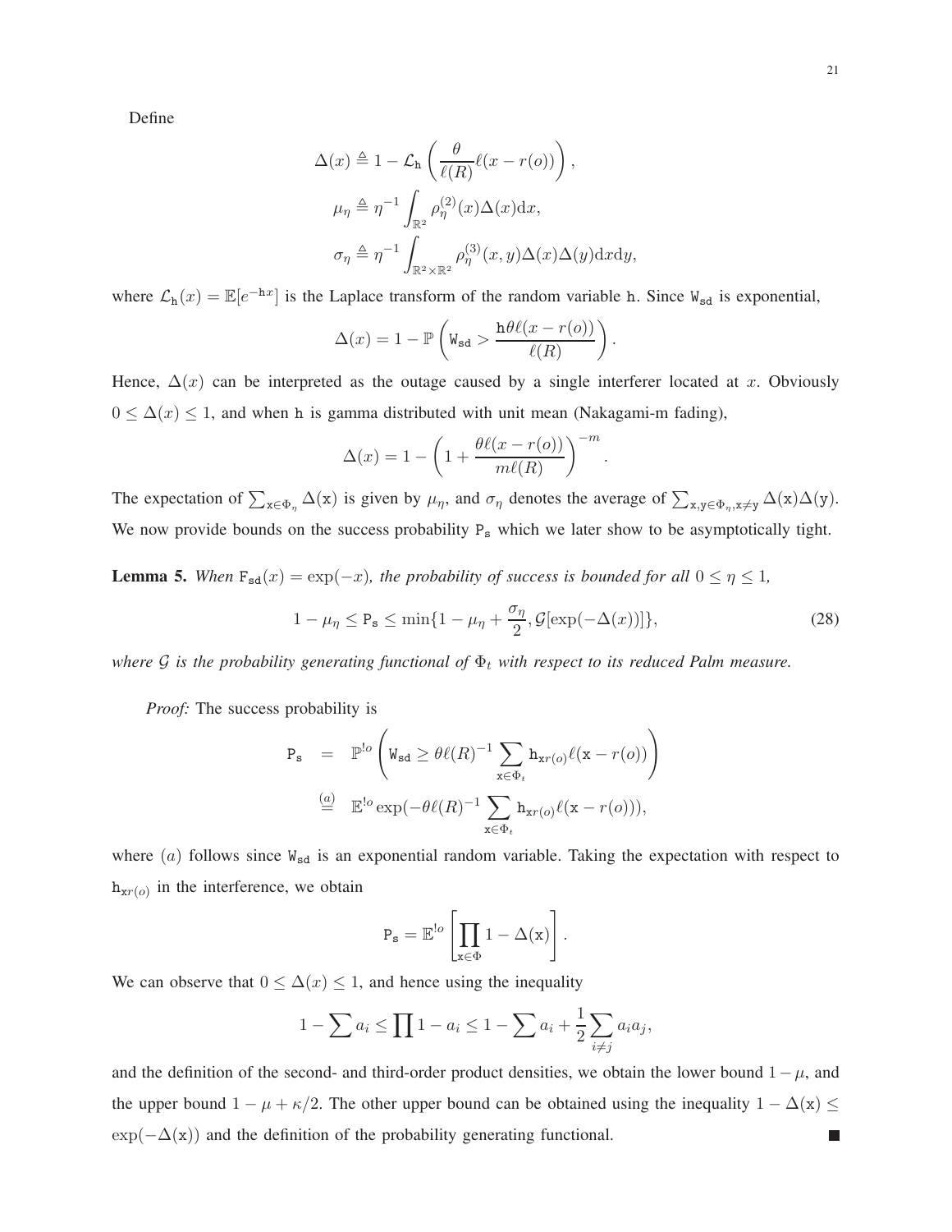Define

$$\Delta(x) \triangleq 1 - \mathcal{L}_{\mathtt{h}}\left(\frac{\theta}{\ell(R)}\ell(x - r(o))\right),$$

$$\mu_\eta \triangleq \eta^{-1}\int_{\mathbb{R}^2} \rho_\eta^{(2)}(x)\Delta(x)\mathrm{d}x,$$

$$\sigma_\eta \triangleq \eta^{-1}\int_{\mathbb{R}^2\times\mathbb{R}^2} \rho_\eta^{(3)}(x,y)\Delta(x)\Delta(y)\mathrm{d}x\mathrm{d}y,$$

where $\mathcal{L}_{\mathtt{h}}(x) = \mathbb{E}[e^{-\mathtt{h}x}]$ is the Laplace transform of the random variable $\mathtt{h}$. Since $\mathtt{W_{sd}}$ is exponential,

$$\Delta(x) = 1 - \mathbb{P}\left(\mathtt{W_{sd}} > \frac{\mathtt{h}\theta\ell(x - r(o))}{\ell(R)}\right).$$

Hence, $\Delta(x)$ can be interpreted as the outage caused by a single interferer located at $x$. Obviously $0 \leq \Delta(x) \leq 1$, and when $\mathtt{h}$ is gamma distributed with unit mean (Nakagami-m fading),

$$\Delta(x) = 1 - \left(1 + \frac{\theta\ell(x - r(o))}{m\ell(R)}\right)^{-m}.$$

The expectation of $\sum_{\mathtt{x}\in\Phi_\eta}\Delta(\mathtt{x})$ is given by $\mu_\eta$, and $\sigma_\eta$ denotes the average of $\sum_{\mathtt{x},\mathtt{y}\in\Phi_\eta,\mathtt{x}\neq\mathtt{y}}\Delta(\mathtt{x})\Delta(\mathtt{y})$. We now provide bounds on the success probability $\mathtt{P_s}$ which we later show to be asymptotically tight.

**Lemma 5.** *When $\mathtt{F_{sd}}(x) = \exp(-x)$, the probability of success is bounded for all $0 \leq \eta \leq 1$,*

$$1 - \mu_\eta \leq \mathtt{P_s} \leq \min\{1 - \mu_\eta + \frac{\sigma_\eta}{2}, \mathcal{G}[\exp(-\Delta(x))]\}, \tag{28}$$

*where $\mathcal{G}$ is the probability generating functional of $\Phi_t$ with respect to its reduced Palm measure.*

*Proof:* The success probability is

$$\begin{aligned}
\mathtt{P_s} &= \mathbb{P}^{!o}\left(\mathtt{W_{sd}} \geq \theta\ell(R)^{-1}\sum_{\mathtt{x}\in\Phi_t}\mathtt{h}_{\mathtt{x}r(o)}\ell(\mathtt{x} - r(o))\right)\\
&\overset{(a)}{=} \mathbb{E}^{!o}\exp(-\theta\ell(R)^{-1}\sum_{\mathtt{x}\in\Phi_t}\mathtt{h}_{\mathtt{x}r(o)}\ell(\mathtt{x} - r(o))),
\end{aligned}$$

where $(a)$ follows since $\mathtt{W_{sd}}$ is an exponential random variable. Taking the expectation with respect to $\mathtt{h}_{\mathtt{x}r(o)}$ in the interference, we obtain

$$\mathtt{P_s} = \mathbb{E}^{!o}\left[\prod_{\mathtt{x}\in\Phi} 1 - \Delta(\mathtt{x})\right].$$

We can observe that $0 \leq \Delta(x) \leq 1$, and hence using the inequality

$$1 - \sum a_i \leq \prod 1 - a_i \leq 1 - \sum a_i + \frac{1}{2}\sum_{i\neq j} a_i a_j,$$

and the definition of the second- and third-order product densities, we obtain the lower bound $1 - \mu$, and the upper bound $1 - \mu + \kappa/2$. The other upper bound can be obtained using the inequality $1 - \Delta(\mathtt{x}) \leq \exp(-\Delta(\mathtt{x}))$ and the definition of the probability generating functional. ■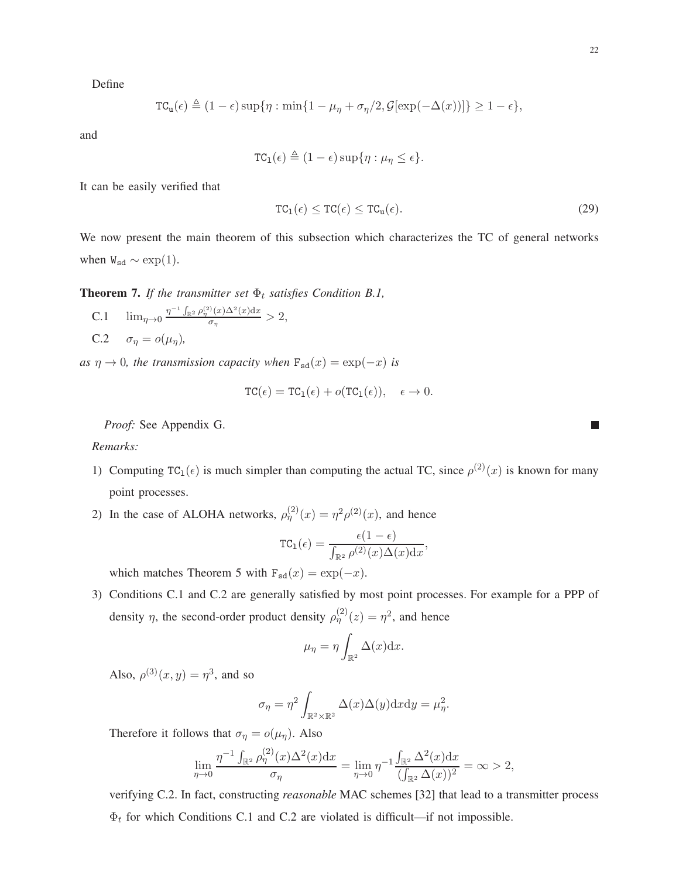Define

$$\mathtt{TC_u}(\epsilon) \triangleq (1-\epsilon)\sup\{\eta : \min\{1-\mu_\eta+\sigma_\eta/2, \mathcal{G}[\exp(-\Delta(x))]\} \geq 1-\epsilon\},$$

and

$$\mathtt{TC_l}(\epsilon) \triangleq (1-\epsilon)\sup\{\eta : \mu_\eta \leq \epsilon\}.$$

It can be easily verified that

$$\mathtt{TC_l}(\epsilon) \leq \mathtt{TC}(\epsilon) \leq \mathtt{TC_u}(\epsilon). \tag{29}$$

We now present the main theorem of this subsection which characterizes the TC of general networks when $\mathtt{W_{sd}} \sim \exp(1)$.

**Theorem 7.** *If the transmitter set $\Phi_t$ satisfies Condition B.1,*

C.1 $\quad \lim_{\eta\to 0} \frac{\eta^{-1}\int_{\mathbb{R}^2}\rho_\eta^{(2)}(x)\Delta^2(x)\mathrm{d}x}{\sigma_\eta} > 2,$

C.2 $\quad \sigma_\eta = o(\mu_\eta),$

*as $\eta \to 0$, the transmission capacity when $\mathtt{F_{sd}}(x) = \exp(-x)$ is*

$$\mathtt{TC}(\epsilon) = \mathtt{TC_l}(\epsilon) + o(\mathtt{TC_l}(\epsilon)), \quad \epsilon \to 0.$$

*Proof:* See Appendix G. ∎

*Remarks:*

1) Computing $\mathtt{TC_l}(\epsilon)$ is much simpler than computing the actual TC, since $\rho^{(2)}(x)$ is known for many point processes.

2) In the case of ALOHA networks, $\rho_\eta^{(2)}(x) = \eta^2\rho^{(2)}(x)$, and hence

$$\mathtt{TC_l}(\epsilon) = \frac{\epsilon(1-\epsilon)}{\int_{\mathbb{R}^2}\rho^{(2)}(x)\Delta(x)\mathrm{d}x},$$

which matches Theorem 5 with $\mathtt{F_{sd}}(x) = \exp(-x)$.

3) Conditions C.1 and C.2 are generally satisfied by most point processes. For example for a PPP of density $\eta$, the second-order product density $\rho_\eta^{(2)}(z) = \eta^2$, and hence

$$\mu_\eta = \eta\int_{\mathbb{R}^2}\Delta(x)\mathrm{d}x.$$

Also, $\rho^{(3)}(x,y) = \eta^3$, and so

$$\sigma_\eta = \eta^2\int_{\mathbb{R}^2\times\mathbb{R}^2}\Delta(x)\Delta(y)\mathrm{d}x\mathrm{d}y = \mu_\eta^2.$$

Therefore it follows that $\sigma_\eta = o(\mu_\eta)$. Also

$$\lim_{\eta\to 0}\frac{\eta^{-1}\int_{\mathbb{R}^2}\rho_\eta^{(2)}(x)\Delta^2(x)\mathrm{d}x}{\sigma_\eta} = \lim_{\eta\to 0}\eta^{-1}\frac{\int_{\mathbb{R}^2}\Delta^2(x)\mathrm{d}x}{(\int_{\mathbb{R}^2}\Delta(x))^2} = \infty > 2,$$

verifying C.2. In fact, constructing *reasonable* MAC schemes [32] that lead to a transmitter process $\Phi_t$ for which Conditions C.1 and C.2 are violated is difficult—if not impossible.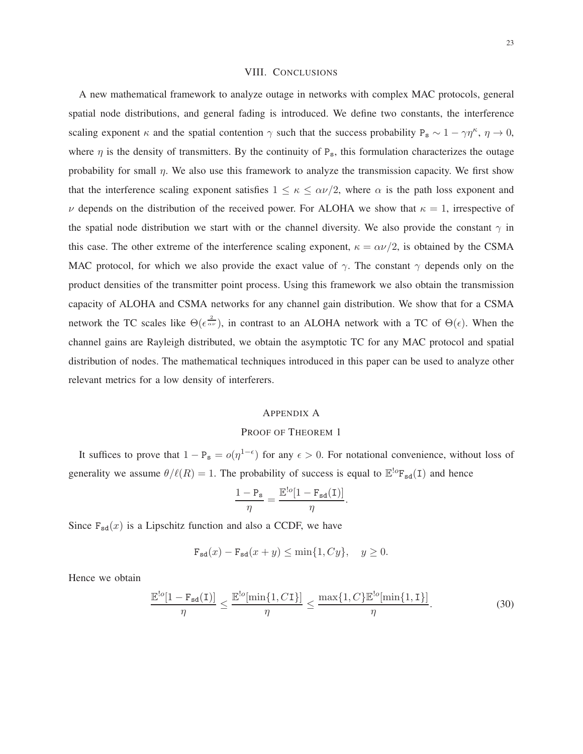## VIII. Conclusions

A new mathematical framework to analyze outage in networks with complex MAC protocols, general spatial node distributions, and general fading is introduced. We define two constants, the interference scaling exponent $\kappa$ and the spatial contention $\gamma$ such that the success probability $\mathtt{P_s} \sim 1 - \gamma\eta^{\kappa}$, $\eta \to 0$, where $\eta$ is the density of transmitters. By the continuity of $\mathtt{P_s}$, this formulation characterizes the outage probability for small $\eta$. We also use this framework to analyze the transmission capacity. We first show that the interference scaling exponent satisfies $1 \leq \kappa \leq \alpha\nu/2$, where $\alpha$ is the path loss exponent and $\nu$ depends on the distribution of the received power. For ALOHA we show that $\kappa = 1$, irrespective of the spatial node distribution we start with or the channel diversity. We also provide the constant $\gamma$ in this case. The other extreme of the interference scaling exponent, $\kappa = \alpha\nu/2$, is obtained by the CSMA MAC protocol, for which we also provide the exact value of $\gamma$. The constant $\gamma$ depends only on the product densities of the transmitter point process. Using this framework we also obtain the transmission capacity of ALOHA and CSMA networks for any channel gain distribution. We show that for a CSMA network the TC scales like $\Theta(\epsilon^{\frac{2}{\alpha\nu}})$, in contrast to an ALOHA network with a TC of $\Theta(\epsilon)$. When the channel gains are Rayleigh distributed, we obtain the asymptotic TC for any MAC protocol and spatial distribution of nodes. The mathematical techniques introduced in this paper can be used to analyze other relevant metrics for a low density of interferers.

## Appendix A
### Proof of Theorem 1

It suffices to prove that $1 - \mathtt{P_s} = o(\eta^{1-\epsilon})$ for any $\epsilon > 0$. For notational convenience, without loss of generality we assume $\theta/\ell(R) = 1$. The probability of success is equal to $\mathbb{E}^{!o}\mathtt{F_{sd}}(\mathtt{I})$ and hence

$$\frac{1 - \mathtt{P_s}}{\eta} = \frac{\mathbb{E}^{!o}[1 - \mathtt{F_{sd}}(\mathtt{I})]}{\eta}.$$

Since $\mathtt{F_{sd}}(x)$ is a Lipschitz function and also a CCDF, we have

$$\mathtt{F_{sd}}(x) - \mathtt{F_{sd}}(x + y) \leq \min\{1, Cy\}, \quad y \geq 0.$$

Hence we obtain

$$\frac{\mathbb{E}^{!o}[1 - \mathtt{F_{sd}}(\mathtt{I})]}{\eta} \leq \frac{\mathbb{E}^{!o}[\min\{1, C\mathtt{I}\}]}{\eta} \leq \frac{\max\{1, C\}\mathbb{E}^{!o}[\min\{1, \mathtt{I}\}]}{\eta}. \tag{30}$$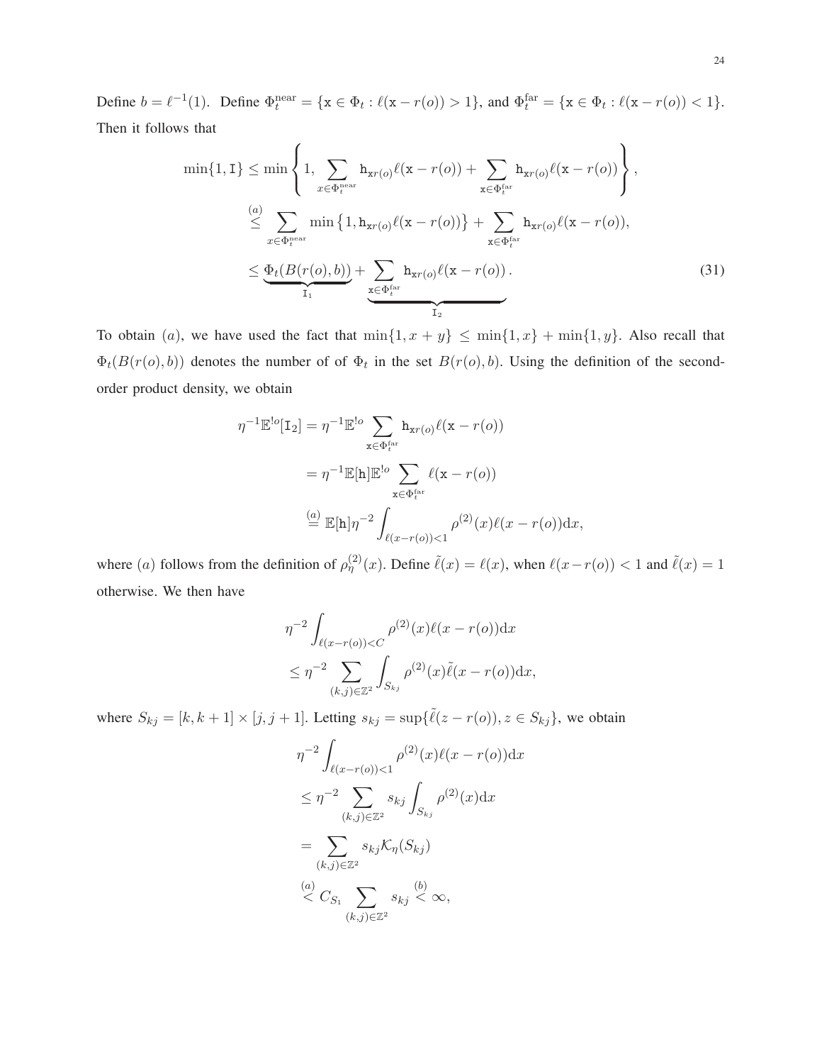Define $b = \ell^{-1}(1)$. Define $\Phi_t^{\text{near}} = \{\mathtt{x} \in \Phi_t : \ell(\mathtt{x} - r(o)) > 1\}$, and $\Phi_t^{\text{far}} = \{\mathtt{x} \in \Phi_t : \ell(\mathtt{x} - r(o)) < 1\}$. Then it follows that

$$
\begin{aligned}
\min\{1, \mathtt{I}\} &\leq \min\left\{1, \sum_{x \in \Phi_t^{\text{near}}} \mathtt{h}_{\mathtt{x}r(o)} \ell(\mathtt{x} - r(o)) + \sum_{\mathtt{x} \in \Phi_t^{\text{far}}} \mathtt{h}_{\mathtt{x}r(o)} \ell(\mathtt{x} - r(o))\right\}, \\
&\overset{(a)}{\leq} \sum_{x \in \Phi_t^{\text{near}}} \min\left\{1, \mathtt{h}_{\mathtt{x}r(o)} \ell(\mathtt{x} - r(o))\right\} + \sum_{\mathtt{x} \in \Phi_t^{\text{far}}} \mathtt{h}_{\mathtt{x}r(o)} \ell(\mathtt{x} - r(o)), \\
&\leq \underbrace{\Phi_t(B(r(o), b))}_{\mathtt{I}_1} + \underbrace{\sum_{\mathtt{x} \in \Phi_t^{\text{far}}} \mathtt{h}_{\mathtt{x}r(o)} \ell(\mathtt{x} - r(o))}_{\mathtt{I}_2}. 
\end{aligned} \tag{31}
$$

To obtain $(a)$, we have used the fact that $\min\{1, x + y\} \leq \min\{1, x\} + \min\{1, y\}$. Also recall that $\Phi_t(B(r(o), b))$ denotes the number of of $\Phi_t$ in the set $B(r(o), b)$. Using the definition of the second-order product density, we obtain

$$
\begin{aligned}
\eta^{-1}\mathbb{E}^{!o}[\mathtt{I}_2] &= \eta^{-1}\mathbb{E}^{!o} \sum_{\mathtt{x} \in \Phi_t^{\text{far}}} \mathtt{h}_{\mathtt{x}r(o)} \ell(\mathtt{x} - r(o)) \\
&= \eta^{-1}\mathbb{E}[\mathtt{h}]\mathbb{E}^{!o} \sum_{\mathtt{x} \in \Phi_t^{\text{far}}} \ell(\mathtt{x} - r(o)) \\
&\overset{(a)}{=} \mathbb{E}[\mathtt{h}]\eta^{-2} \int_{\ell(x - r(o)) < 1} \rho^{(2)}(x) \ell(x - r(o)) \mathrm{d}x,
\end{aligned}
$$

where $(a)$ follows from the definition of $\rho_\eta^{(2)}(x)$. Define $\tilde{\ell}(x) = \ell(x)$, when $\ell(x - r(o)) < 1$ and $\tilde{\ell}(x) = 1$ otherwise. We then have

$$
\begin{aligned}
&\eta^{-2} \int_{\ell(x - r(o)) < C} \rho^{(2)}(x) \ell(x - r(o)) \mathrm{d}x \\
&\leq \eta^{-2} \sum_{(k,j) \in \mathbb{Z}^2} \int_{S_{kj}} \rho^{(2)}(x) \tilde{\ell}(x - r(o)) \mathrm{d}x,
\end{aligned}
$$

where $S_{kj} = [k, k+1] \times [j, j+1]$. Letting $s_{kj} = \sup\{\tilde{\ell}(z - r(o)), z \in S_{kj}\}$, we obtain

$$
\begin{aligned}
&\eta^{-2} \int_{\ell(x - r(o)) < 1} \rho^{(2)}(x) \ell(x - r(o)) \mathrm{d}x \\
&\leq \eta^{-2} \sum_{(k,j) \in \mathbb{Z}^2} s_{kj} \int_{S_{kj}} \rho^{(2)}(x) \mathrm{d}x \\
&= \sum_{(k,j) \in \mathbb{Z}^2} s_{kj} \mathcal{K}_\eta(S_{kj}) \\
&\overset{(a)}{<} C_{S_1} \sum_{(k,j) \in \mathbb{Z}^2} s_{kj} \overset{(b)}{<} \infty,
\end{aligned}
$$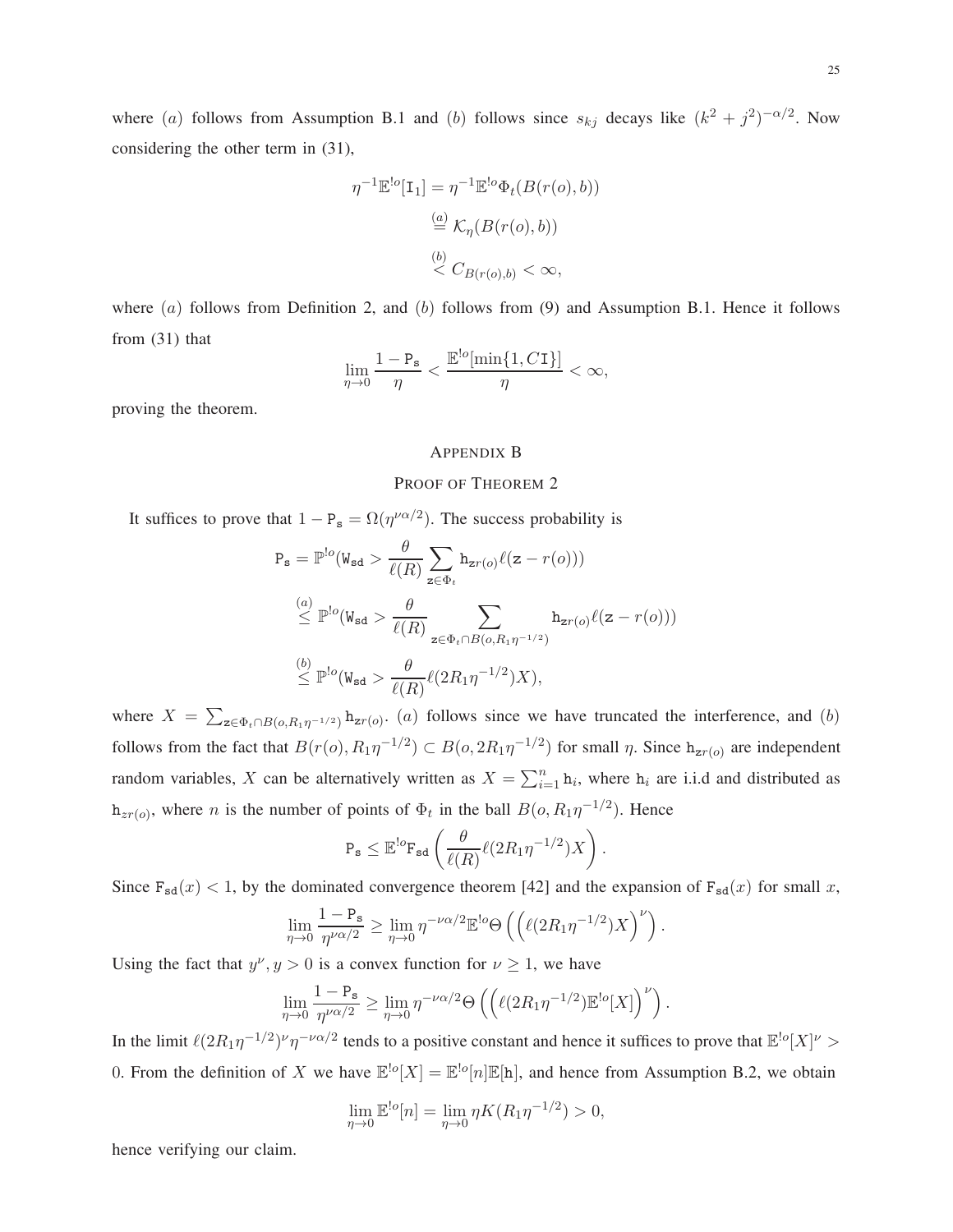where $(a)$ follows from Assumption B.1 and $(b)$ follows since $s_{kj}$ decays like $(k^2+j^2)^{-\alpha/2}$. Now considering the other term in (31),

$$
\begin{aligned}
\eta^{-1}\mathbb{E}^{!o}[\mathtt{I}_1] &= \eta^{-1}\mathbb{E}^{!o}\Phi_t(B(r(o),b)) \\
&\overset{(a)}{=} \mathcal{K}_\eta(B(r(o),b)) \\
&\overset{(b)}{<} C_{B(r(o),b)} < \infty,
\end{aligned}
$$

where $(a)$ follows from Definition 2, and $(b)$ follows from (9) and Assumption B.1. Hence it follows from (31) that

$$
\lim_{\eta\to 0}\frac{1-\mathtt{P}_\mathtt{s}}{\eta} < \frac{\mathbb{E}^{!o}[\min\{1, C\mathtt{I}\}]}{\eta} < \infty,
$$

proving the theorem.

## Appendix B

## Proof of Theorem 2

It suffices to prove that $1-\mathtt{P}_\mathtt{s} = \Omega(\eta^{\nu\alpha/2})$. The success probability is

$$
\begin{aligned}
\mathtt{P}_\mathtt{s} &= \mathbb{P}^{!o}(\mathtt{W}_\mathtt{sd} > \frac{\theta}{\ell(R)}\sum_{\mathtt{z}\in\Phi_t}\mathtt{h}_{\mathtt{z}r(o)}\ell(\mathtt{z}-r(o))) \\
&\overset{(a)}{\leq} \mathbb{P}^{!o}(\mathtt{W}_\mathtt{sd} > \frac{\theta}{\ell(R)}\sum_{\mathtt{z}\in\Phi_t\cap B(o,R_1\eta^{-1/2})}\mathtt{h}_{\mathtt{z}r(o)}\ell(\mathtt{z}-r(o))) \\
&\overset{(b)}{\leq} \mathbb{P}^{!o}(\mathtt{W}_\mathtt{sd} > \frac{\theta}{\ell(R)}\ell(2R_1\eta^{-1/2})X),
\end{aligned}
$$

where $X = \sum_{\mathtt{z}\in\Phi_t\cap B(o,R_1\eta^{-1/2})}\mathtt{h}_{\mathtt{z}r(o)}$. $(a)$ follows since we have truncated the interference, and $(b)$ follows from the fact that $B(r(o),R_1\eta^{-1/2})\subset B(o,2R_1\eta^{-1/2})$ for small $\eta$. Since $\mathtt{h}_{\mathtt{z}r(o)}$ are independent random variables, $X$ can be alternatively written as $X=\sum_{i=1}^{n}\mathtt{h}_i$, where $\mathtt{h}_i$ are i.i.d and distributed as $\mathtt{h}_{zr(o)}$, where $n$ is the number of points of $\Phi_t$ in the ball $B(o,R_1\eta^{-1/2})$. Hence

$$
\mathtt{P}_\mathtt{s} \leq \mathbb{E}^{!o}\mathtt{F}_\mathtt{sd}\left(\frac{\theta}{\ell(R)}\ell(2R_1\eta^{-1/2})X\right).
$$

Since $\mathtt{F}_\mathtt{sd}(x)<1$, by the dominated convergence theorem [42] and the expansion of $\mathtt{F}_\mathtt{sd}(x)$ for small $x$,

$$
\lim_{\eta\to 0}\frac{1-\mathtt{P}_\mathtt{s}}{\eta^{\nu\alpha/2}} \geq \lim_{\eta\to 0}\eta^{-\nu\alpha/2}\mathbb{E}^{!o}\Theta\left(\left(\ell(2R_1\eta^{-1/2})X\right)^{\nu}\right).
$$

Using the fact that $y^\nu, y>0$ is a convex function for $\nu\geq 1$, we have

$$
\lim_{\eta\to 0}\frac{1-\mathtt{P}_\mathtt{s}}{\eta^{\nu\alpha/2}} \geq \lim_{\eta\to 0}\eta^{-\nu\alpha/2}\Theta\left(\left(\ell(2R_1\eta^{-1/2})\mathbb{E}^{!o}[X]\right)^{\nu}\right).
$$

In the limit $\ell(2R_1\eta^{-1/2})^\nu\eta^{-\nu\alpha/2}$ tends to a positive constant and hence it suffices to prove that $\mathbb{E}^{!o}[X]^\nu > 0$. From the definition of $X$ we have $\mathbb{E}^{!o}[X]=\mathbb{E}^{!o}[n]\mathbb{E}[\mathtt{h}]$, and hence from Assumption B.2, we obtain

$$
\lim_{\eta\to 0}\mathbb{E}^{!o}[n] = \lim_{\eta\to 0}\eta K(R_1\eta^{-1/2}) > 0,
$$

hence verifying our claim.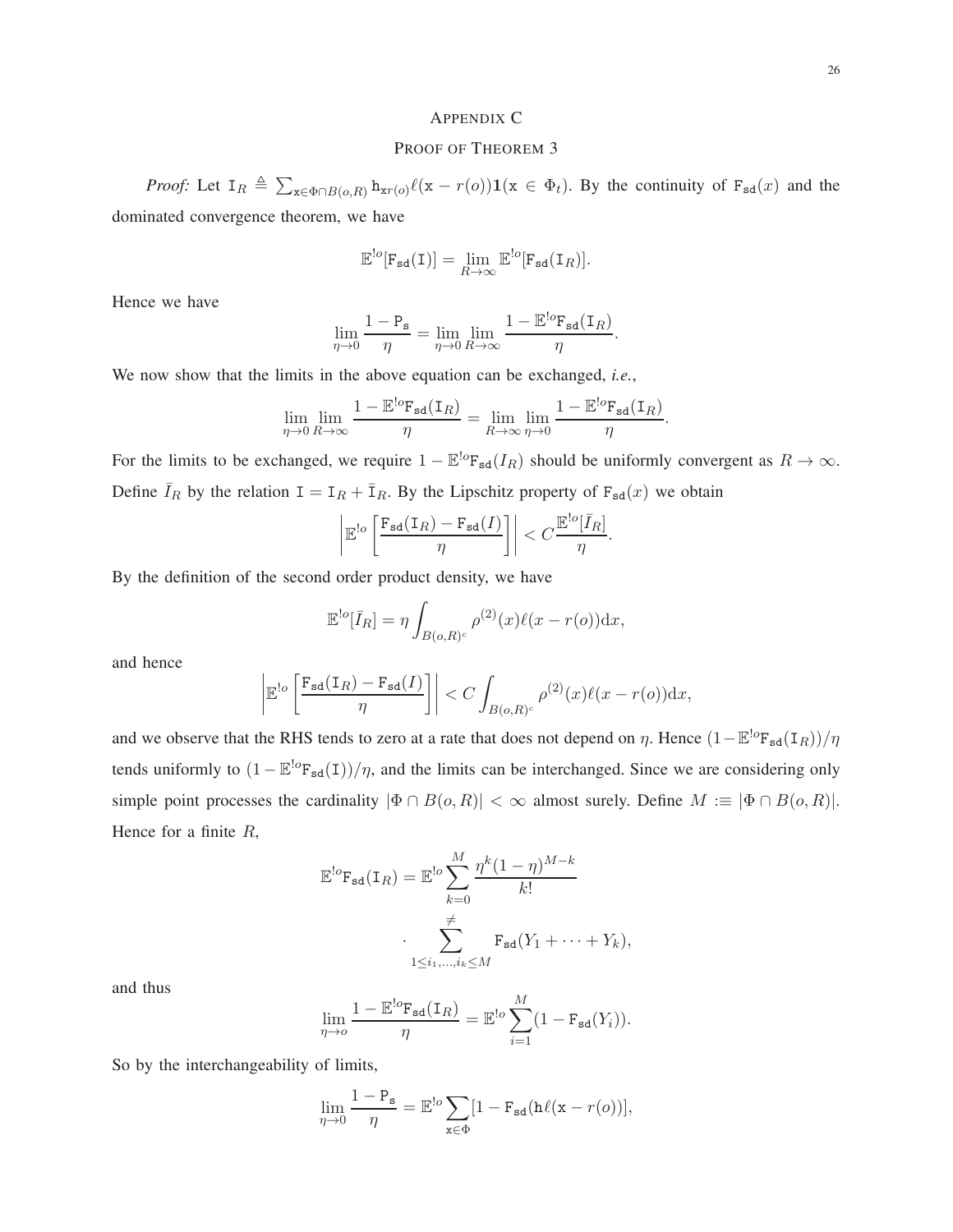# Appendix C

## Proof of Theorem 3

*Proof:* Let $\mathtt{I}_R \triangleq \sum_{\mathtt{x}\in\Phi\cap B(o,R)} \mathtt{h}_{\mathtt{x}r(o)}\ell(\mathtt{x}-r(o))\mathbf{1}(\mathtt{x}\in\Phi_t)$. By the continuity of $\mathtt{F}_{\mathtt{sd}}(x)$ and the dominated convergence theorem, we have

$$\mathbb{E}^{!o}[\mathtt{F}_{\mathtt{sd}}(\mathtt{I})] = \lim_{R\to\infty}\mathbb{E}^{!o}[\mathtt{F}_{\mathtt{sd}}(\mathtt{I}_R)].$$

Hence we have

$$\lim_{\eta\to 0}\frac{1-\mathtt{P}_{\mathtt{s}}}{\eta} = \lim_{\eta\to 0}\lim_{R\to\infty}\frac{1-\mathbb{E}^{!o}\mathtt{F}_{\mathtt{sd}}(\mathtt{I}_R)}{\eta}.$$

We now show that the limits in the above equation can be exchanged, *i.e.*,

$$\lim_{\eta\to 0}\lim_{R\to\infty}\frac{1-\mathbb{E}^{!o}\mathtt{F}_{\mathtt{sd}}(\mathtt{I}_R)}{\eta} = \lim_{R\to\infty}\lim_{\eta\to 0}\frac{1-\mathbb{E}^{!o}\mathtt{F}_{\mathtt{sd}}(\mathtt{I}_R)}{\eta}.$$

For the limits to be exchanged, we require $1-\mathbb{E}^{!o}\mathtt{F}_{\mathtt{sd}}(I_R)$ should be uniformly convergent as $R\to\infty$. Define $\bar{I}_R$ by the relation $\mathtt{I} = \mathtt{I}_R + \bar{\mathtt{I}}_R$. By the Lipschitz property of $\mathtt{F}_{\mathtt{sd}}(x)$ we obtain

$$\left|\mathbb{E}^{!o}\left[\frac{\mathtt{F}_{\mathtt{sd}}(\mathtt{I}_R)-\mathtt{F}_{\mathtt{sd}}(I)}{\eta}\right]\right| < C\frac{\mathbb{E}^{!o}[\bar{I}_R]}{\eta}.$$

By the definition of the second order product density, we have

$$\mathbb{E}^{!o}[\bar{I}_R] = \eta\int_{B(o,R)^c}\rho^{(2)}(x)\ell(x-r(o))\mathrm{d}x,$$

and hence

$$\left|\mathbb{E}^{!o}\left[\frac{\mathtt{F}_{\mathtt{sd}}(\mathtt{I}_R)-\mathtt{F}_{\mathtt{sd}}(I)}{\eta}\right]\right| < C\int_{B(o,R)^c}\rho^{(2)}(x)\ell(x-r(o))\mathrm{d}x,$$

and we observe that the RHS tends to zero at a rate that does not depend on $\eta$. Hence $(1-\mathbb{E}^{!o}\mathtt{F}_{\mathtt{sd}}(\mathtt{I}_R))/\eta$ tends uniformly to $(1-\mathbb{E}^{!o}\mathtt{F}_{\mathtt{sd}}(\mathtt{I}))/\eta$, and the limits can be interchanged. Since we are considering only simple point processes the cardinality $|\Phi\cap B(o,R)| < \infty$ almost surely. Define $M :\equiv |\Phi\cap B(o,R)|$. Hence for a finite $R$,

$$\mathbb{E}^{!o}\mathtt{F}_{\mathtt{sd}}(\mathtt{I}_R) = \mathbb{E}^{!o}\sum_{k=0}^{M}\frac{\eta^k(1-\eta)^{M-k}}{k!} \cdot \sum_{1\le i_1,\dots,i_k\le M}^{\neq}\mathtt{F}_{\mathtt{sd}}(Y_1+\cdots+Y_k),$$

and thus

$$\lim_{\eta\to o}\frac{1-\mathbb{E}^{!o}\mathtt{F}_{\mathtt{sd}}(\mathtt{I}_R)}{\eta} = \mathbb{E}^{!o}\sum_{i=1}^{M}(1-\mathtt{F}_{\mathtt{sd}}(Y_i)).$$

So by the interchangeability of limits,

$$\lim_{\eta\to 0}\frac{1-\mathtt{P}_{\mathtt{s}}}{\eta} = \mathbb{E}^{!o}\sum_{\mathtt{x}\in\Phi}[1-\mathtt{F}_{\mathtt{sd}}(\mathtt{h}\ell(\mathtt{x}-r(o))],$$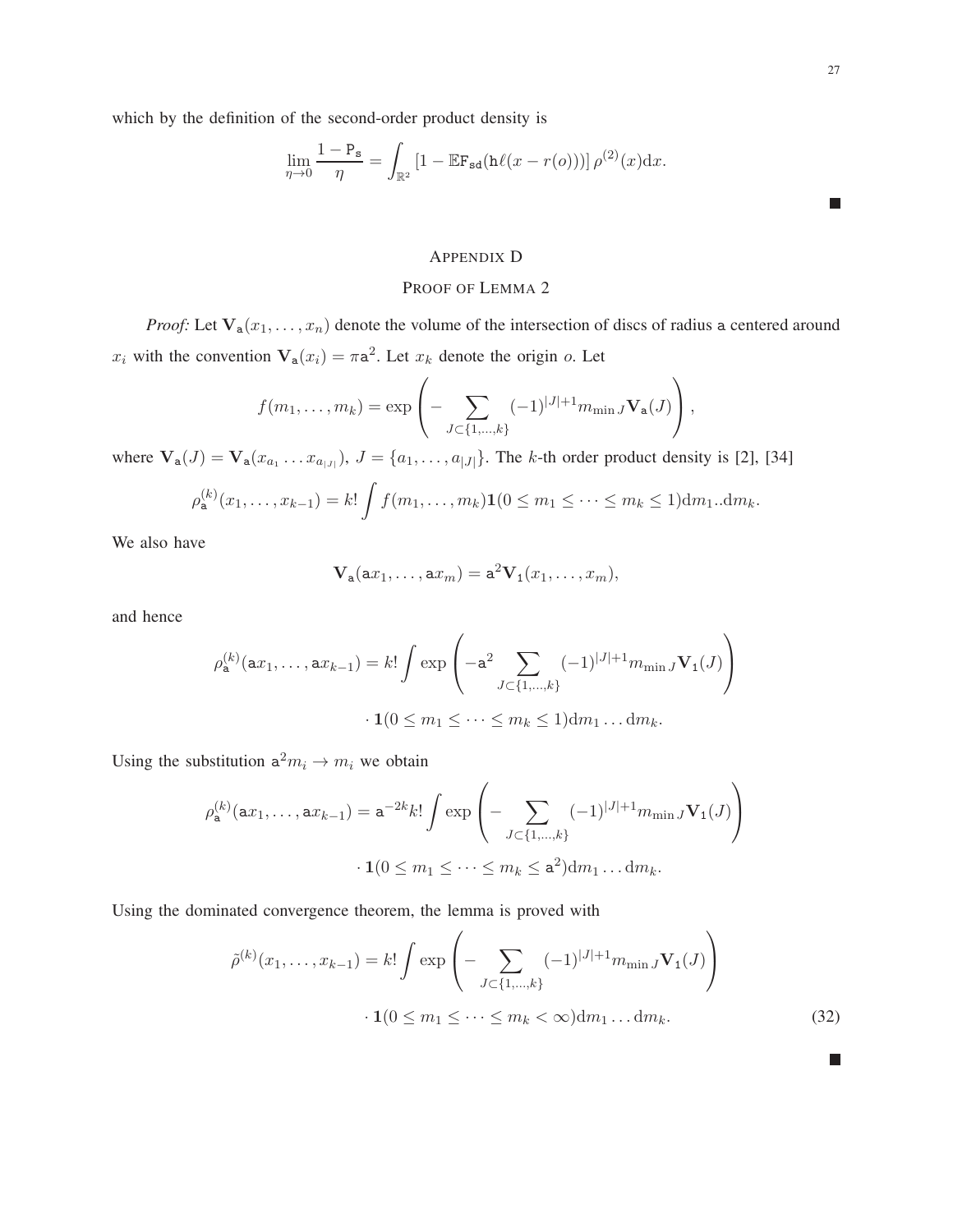which by the definition of the second-order product density is

$$\lim_{\eta \to 0} \frac{1 - \mathtt{P_s}}{\eta} = \int_{\mathbb{R}^2} \left[1 - \mathbb{E}\mathtt{F_{sd}}(\mathtt{h}\ell(x - r(o)))\right] \rho^{(2)}(x) \mathrm{d}x.$$

■

## APPENDIX D

## PROOF OF LEMMA 2

*Proof:* Let $\mathbf{V}_{\mathtt{a}}(x_1, \ldots, x_n)$ denote the volume of the intersection of discs of radius $\mathtt{a}$ centered around $x_i$ with the convention $\mathbf{V}_{\mathtt{a}}(x_i) = \pi \mathtt{a}^2$. Let $x_k$ denote the origin $o$. Let

$$f(m_1, \ldots, m_k) = \exp\left(-\sum_{J \subset \{1,\ldots,k\}} (-1)^{|J|+1} m_{\min J} \mathbf{V}_{\mathtt{a}}(J)\right),$$

where $\mathbf{V}_{\mathtt{a}}(J) = \mathbf{V}_{\mathtt{a}}(x_{a_1} \ldots x_{a_{|J|}})$, $J = \{a_1, \ldots, a_{|J|}\}$. The $k$-th order product density is [2], [34]

$$\rho_{\mathtt{a}}^{(k)}(x_1, \ldots, x_{k-1}) = k! \int f(m_1, \ldots, m_k) \mathbf{1}(0 \le m_1 \le \cdots \le m_k \le 1) \mathrm{d}m_1 .. \mathrm{d}m_k.$$

We also have

$$\mathbf{V}_{\mathtt{a}}(\mathtt{a}x_1, \ldots, \mathtt{a}x_m) = \mathtt{a}^2 \mathbf{V}_{\mathtt{1}}(x_1, \ldots, x_m),$$

and hence

$$\rho_{\mathtt{a}}^{(k)}(\mathtt{a}x_1, \ldots, \mathtt{a}x_{k-1}) = k! \int \exp\left(-\mathtt{a}^2 \sum_{J \subset \{1,\ldots,k\}} (-1)^{|J|+1} m_{\min J} \mathbf{V}_{\mathtt{1}}(J)\right) \cdot \mathbf{1}(0 \le m_1 \le \cdots \le m_k \le 1) \mathrm{d}m_1 \ldots \mathrm{d}m_k.$$

Using the substitution $\mathtt{a}^2 m_i \to m_i$ we obtain

$$\rho_{\mathtt{a}}^{(k)}(\mathtt{a}x_1, \ldots, \mathtt{a}x_{k-1}) = \mathtt{a}^{-2k} k! \int \exp\left(-\sum_{J \subset \{1,\ldots,k\}} (-1)^{|J|+1} m_{\min J} \mathbf{V}_{\mathtt{1}}(J)\right) \cdot \mathbf{1}(0 \le m_1 \le \cdots \le m_k \le \mathtt{a}^2) \mathrm{d}m_1 \ldots \mathrm{d}m_k.$$

Using the dominated convergence theorem, the lemma is proved with

$$\tilde{\rho}^{(k)}(x_1, \ldots, x_{k-1}) = k! \int \exp\left(-\sum_{J \subset \{1,\ldots,k\}} (-1)^{|J|+1} m_{\min J} \mathbf{V}_{\mathtt{1}}(J)\right) \cdot \mathbf{1}(0 \le m_1 \le \cdots \le m_k < \infty) \mathrm{d}m_1 \ldots \mathrm{d}m_k. \tag{32}$$

■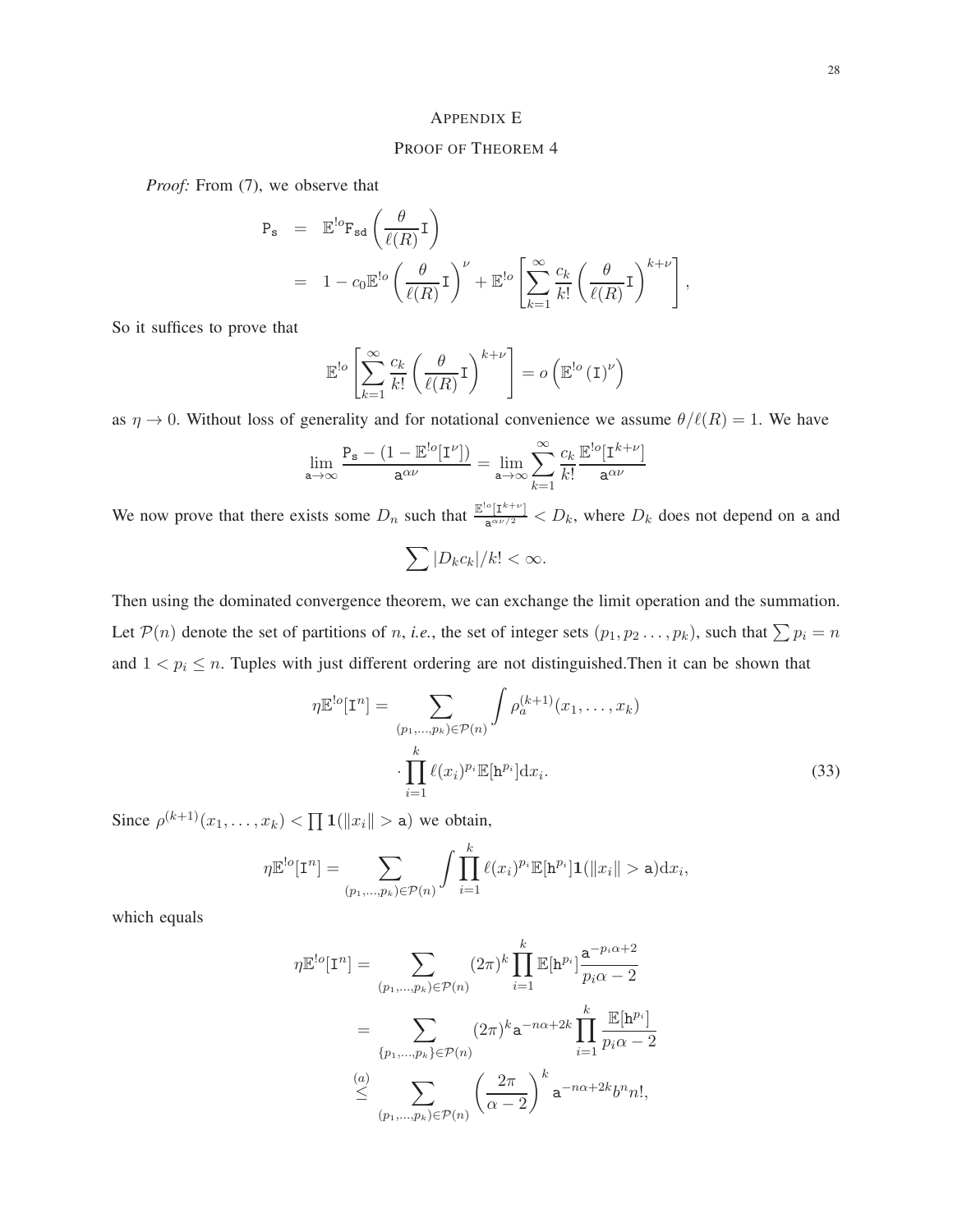# Appendix E

## Proof of Theorem 4

*Proof:* From (7), we observe that

$$
\begin{aligned}
\mathtt{P_s} &= \mathbb{E}^{!o}\mathtt{F_{sd}}\left(\frac{\theta}{\ell(R)}\mathtt{I}\right) \\
&= 1 - c_0\mathbb{E}^{!o}\left(\frac{\theta}{\ell(R)}\mathtt{I}\right)^{\nu} + \mathbb{E}^{!o}\left[\sum_{k=1}^{\infty}\frac{c_k}{k!}\left(\frac{\theta}{\ell(R)}\mathtt{I}\right)^{k+\nu}\right],
\end{aligned}
$$

So it suffices to prove that

$$
\mathbb{E}^{!o}\left[\sum_{k=1}^{\infty}\frac{c_k}{k!}\left(\frac{\theta}{\ell(R)}\mathtt{I}\right)^{k+\nu}\right] = o\left(\mathbb{E}^{!o}\left(\mathtt{I}\right)^{\nu}\right)
$$

as $\eta \to 0$. Without loss of generality and for notational convenience we assume $\theta/\ell(R) = 1$. We have

$$
\lim_{\mathtt{a}\to\infty}\frac{\mathtt{P_s} - (1 - \mathbb{E}^{!o}[\mathtt{I}^{\nu}])}{\mathtt{a}^{\alpha\nu}} = \lim_{\mathtt{a}\to\infty}\sum_{k=1}^{\infty}\frac{c_k}{k!}\frac{\mathbb{E}^{!o}[\mathtt{I}^{k+\nu}]}{\mathtt{a}^{\alpha\nu}}
$$

We now prove that there exists some $D_n$ such that $\frac{\mathbb{E}^{!o}[\mathtt{I}^{k+\nu}]}{\mathtt{a}^{\alpha\nu/2}} < D_k$, where $D_k$ does not depend on $\mathtt{a}$ and

$$
\sum |D_k c_k|/k! < \infty.
$$

Then using the dominated convergence theorem, we can exchange the limit operation and the summation. Let $\mathcal{P}(n)$ denote the set of partitions of $n$, *i.e.*, the set of integer sets $(p_1, p_2 \ldots, p_k)$, such that $\sum p_i = n$ and $1 < p_i \leq n$. Tuples with just different ordering are not distinguished.Then it can be shown that

$$
\begin{aligned}
\eta\mathbb{E}^{!o}[\mathtt{I}^n] = \sum_{(p_1,\ldots,p_k)\in\mathcal{P}(n)} &\int \rho_a^{(k+1)}(x_1,\ldots,x_k) \\
&\cdot \prod_{i=1}^{k}\ell(x_i)^{p_i}\mathbb{E}[\mathtt{h}^{p_i}]\mathrm{d}x_i. 
\end{aligned}
\tag{33}
$$

Since $\rho^{(k+1)}(x_1,\ldots,x_k) < \prod \mathbf{1}(\|x_i\| > \mathtt{a})$ we obtain,

$$
\eta\mathbb{E}^{!o}[\mathtt{I}^n] = \sum_{(p_1,\ldots,p_k)\in\mathcal{P}(n)}\int\prod_{i=1}^{k}\ell(x_i)^{p_i}\mathbb{E}[\mathtt{h}^{p_i}]\mathbf{1}(\|x_i\| > \mathtt{a})\mathrm{d}x_i,
$$

which equals

$$
\begin{aligned}
\eta\mathbb{E}^{!o}[\mathtt{I}^n] &= \sum_{(p_1,\ldots,p_k)\in\mathcal{P}(n)}(2\pi)^k\prod_{i=1}^{k}\mathbb{E}[\mathtt{h}^{p_i}]\frac{\mathtt{a}^{-p_i\alpha+2}}{p_i\alpha-2} \\
&= \sum_{\{p_1,\ldots,p_k\}\in\mathcal{P}(n)}(2\pi)^k\mathtt{a}^{-n\alpha+2k}\prod_{i=1}^{k}\frac{\mathbb{E}[\mathtt{h}^{p_i}]}{p_i\alpha-2} \\
&\stackrel{(a)}{\leq} \sum_{(p_1,\ldots,p_k)\in\mathcal{P}(n)}\left(\frac{2\pi}{\alpha-2}\right)^k\mathtt{a}^{-n\alpha+2k}b^n n!,
\end{aligned}
$$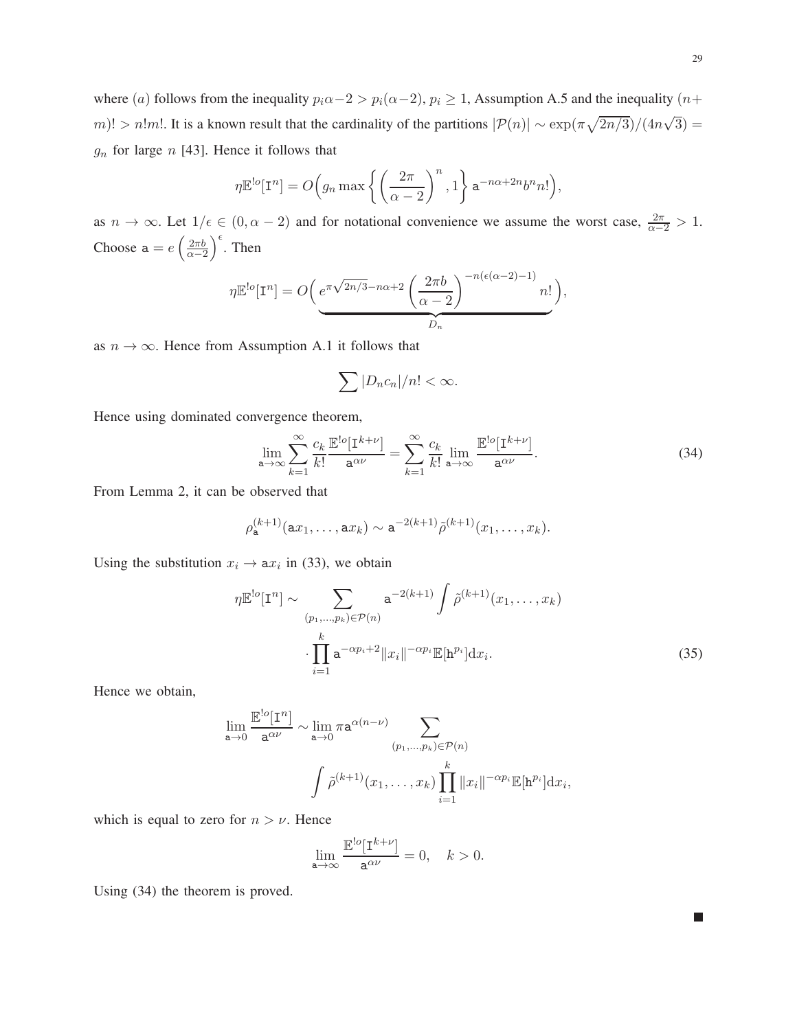where $(a)$ follows from the inequality $p_i\alpha-2 > p_i(\alpha-2)$, $p_i \geq 1$, Assumption A.5 and the inequality $(n+m)! > n!m!$. It is a known result that the cardinality of the partitions $|\mathcal{P}(n)| \sim \exp(\pi\sqrt{2n/3})/(4n\sqrt{3}) = g_n$ for large $n$ [43]. Hence it follows that

$$\eta\mathbb{E}^{!o}[\mathtt{I}^n] = O\Big(g_n \max\left\{\left(\frac{2\pi}{\alpha-2}\right)^n, 1\right\} \mathtt{a}^{-n\alpha+2n} b^n n!\Big),$$

as $n \to \infty$. Let $1/\epsilon \in (0, \alpha-2)$ and for notational convenience we assume the worst case, $\frac{2\pi}{\alpha-2} > 1$. Choose $\mathtt{a} = e\left(\frac{2\pi b}{\alpha-2}\right)^{\epsilon}$. Then

$$\eta\mathbb{E}^{!o}[\mathtt{I}^n] = O\Big(\underbrace{e^{\pi\sqrt{2n/3}-n\alpha+2}\left(\frac{2\pi b}{\alpha-2}\right)^{-n(\epsilon(\alpha-2)-1)} n!}_{D_n}\Big),$$

as $n \to \infty$. Hence from Assumption A.1 it follows that

$$\sum |D_n c_n|/n! < \infty.$$

Hence using dominated convergence theorem,

$$\lim_{\mathtt{a}\to\infty} \sum_{k=1}^{\infty} \frac{c_k}{k!} \frac{\mathbb{E}^{!o}[\mathtt{I}^{k+\nu}]}{\mathtt{a}^{\alpha\nu}} = \sum_{k=1}^{\infty} \frac{c_k}{k!} \lim_{\mathtt{a}\to\infty} \frac{\mathbb{E}^{!o}[\mathtt{I}^{k+\nu}]}{\mathtt{a}^{\alpha\nu}}. \tag{34}$$

From Lemma 2, it can be observed that

$$\rho_{\mathtt{a}}^{(k+1)}(\mathtt{a}x_1, \ldots, \mathtt{a}x_k) \sim \mathtt{a}^{-2(k+1)} \tilde{\rho}^{(k+1)}(x_1, \ldots, x_k).$$

Using the substitution $x_i \to \mathtt{a}x_i$ in (33), we obtain

$$\begin{aligned}\eta\mathbb{E}^{!o}[\mathtt{I}^n] \sim & \sum_{(p_1,\ldots,p_k)\in\mathcal{P}(n)} \mathtt{a}^{-2(k+1)} \int \tilde{\rho}^{(k+1)}(x_1, \ldots, x_k) \\ & \cdot \prod_{i=1}^{k} \mathtt{a}^{-\alpha p_i+2} \|x_i\|^{-\alpha p_i} \mathbb{E}[\mathtt{h}^{p_i}] \mathrm{d}x_i. \end{aligned} \tag{35}$$

Hence we obtain,

$$\begin{aligned}\lim_{\mathtt{a}\to 0} \frac{\mathbb{E}^{!o}[\mathtt{I}^n]}{\mathtt{a}^{\alpha\nu}} \sim \lim_{\mathtt{a}\to 0} \pi \mathtt{a}^{\alpha(n-\nu)} & \sum_{(p_1,\ldots,p_k)\in\mathcal{P}(n)} \\ & \int \tilde{\rho}^{(k+1)}(x_1, \ldots, x_k) \prod_{i=1}^{k} \|x_i\|^{-\alpha p_i} \mathbb{E}[\mathtt{h}^{p_i}] \mathrm{d}x_i,\end{aligned}$$

which is equal to zero for $n > \nu$. Hence

$$\lim_{\mathtt{a}\to\infty} \frac{\mathbb{E}^{!o}[\mathtt{I}^{k+\nu}]}{\mathtt{a}^{\alpha\nu}} = 0, \quad k > 0.$$

Using (34) the theorem is proved.

■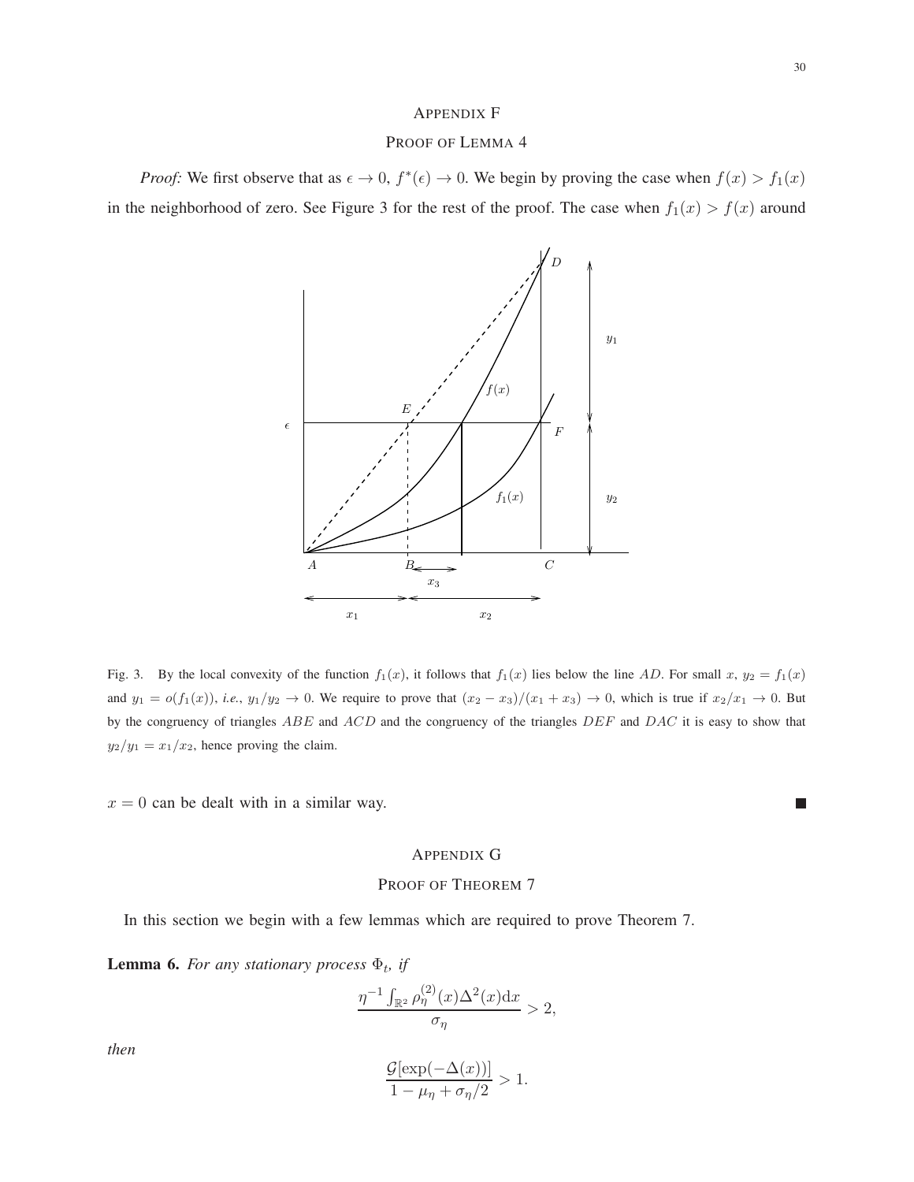## APPENDIX F

## PROOF OF LEMMA 4

*Proof:* We first observe that as $\epsilon \to 0$, $f^*(\epsilon) \to 0$. We begin by proving the case when $f(x) > f_1(x)$ in the neighborhood of zero. See Figure 3 for the rest of the proof. The case when $f_1(x) > f(x)$ around $x = 0$ can be dealt with in a similar way. ∎

Fig. 3. By the local convexity of the function $f_1(x)$, it follows that $f_1(x)$ lies below the line $AD$. For small $x$, $y_2 = f_1(x)$ and $y_1 = o(f_1(x))$, *i.e.*, $y_1/y_2 \to 0$. We require to prove that $(x_2 - x_3)/(x_1 + x_3) \to 0$, which is true if $x_2/x_1 \to 0$. But by the congruency of triangles $ABE$ and $ACD$ and the congruency of the triangles $DEF$ and $DAC$ it is easy to show that $y_2/y_1 = x_1/x_2$, hence proving the claim.

## APPENDIX G

## PROOF OF THEOREM 7

In this section we begin with a few lemmas which are required to prove Theorem 7.

**Lemma 6.** *For any stationary process $\Phi_t$, if*

$$\frac{\eta^{-1} \int_{\mathbb{R}^2} \rho^{(2)}_\eta(x) \Delta^2(x) \mathrm{d}x}{\sigma_\eta} > 2,$$

*then*

$$\frac{\mathcal{G}[\exp(-\Delta(x))]}{1 - \mu_\eta + \sigma_\eta/2} > 1.$$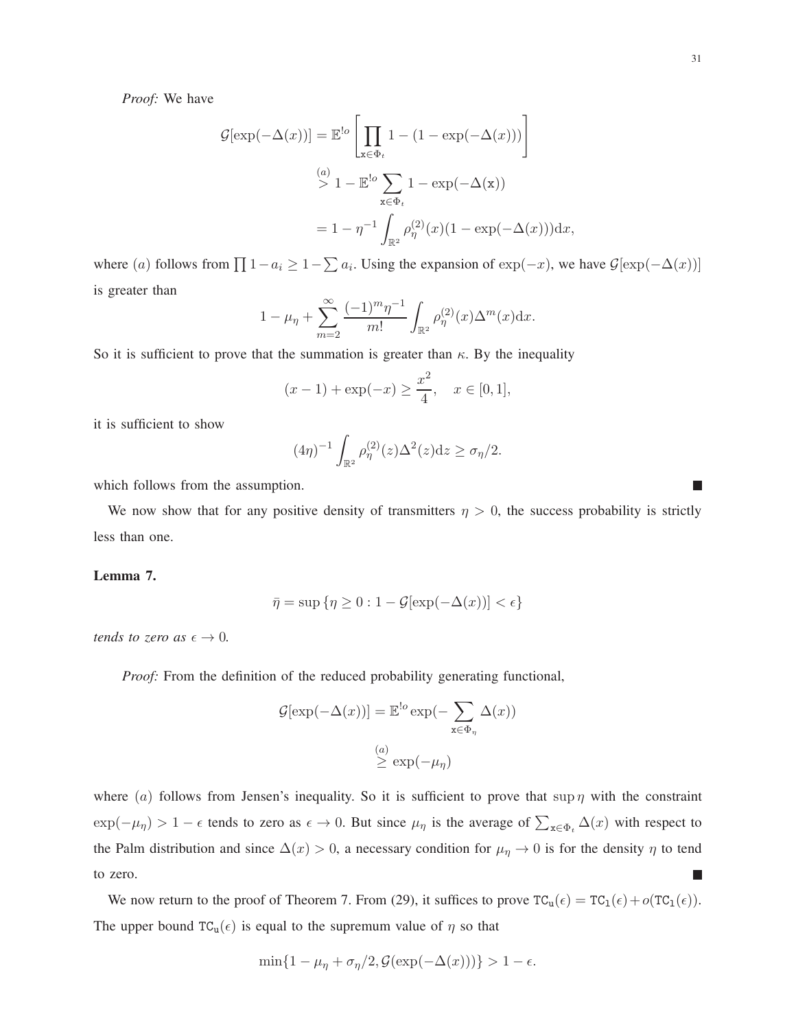*Proof:* We have

$$
\begin{aligned}
\mathcal{G}[\exp(-\Delta(x))] &= \mathbb{E}^{!o}\left[\prod_{\mathtt{x}\in\Phi_t} 1-(1-\exp(-\Delta(x)))\right] \\
&\overset{(a)}{>} 1-\mathbb{E}^{!o}\sum_{\mathtt{x}\in\Phi_t} 1-\exp(-\Delta(\mathtt{x})) \\
&= 1-\eta^{-1}\int_{\mathbb{R}^2}\rho_\eta^{(2)}(x)(1-\exp(-\Delta(x)))\mathrm{d}x,
\end{aligned}
$$

where $(a)$ follows from $\prod 1-a_i \geq 1-\sum a_i$. Using the expansion of $\exp(-x)$, we have $\mathcal{G}[\exp(-\Delta(x))]$ is greater than

$$
1-\mu_\eta+\sum_{m=2}^{\infty}\frac{(-1)^m\eta^{-1}}{m!}\int_{\mathbb{R}^2}\rho_\eta^{(2)}(x)\Delta^m(x)\mathrm{d}x.
$$

So it is sufficient to prove that the summation is greater than $\kappa$. By the inequality

$$
(x-1)+\exp(-x)\geq\frac{x^2}{4},\quad x\in[0,1],
$$

it is sufficient to show

$$
(4\eta)^{-1}\int_{\mathbb{R}^2}\rho_\eta^{(2)}(z)\Delta^2(z)\mathrm{d}z\geq\sigma_\eta/2.
$$

which follows from the assumption. ■

We now show that for any positive density of transmitters $\eta>0$, the success probability is strictly less than one.

**Lemma 7.**

$$
\bar{\eta}=\sup\left\{\eta\geq 0: 1-\mathcal{G}[\exp(-\Delta(x))]<\epsilon\right\}
$$

*tends to zero as $\epsilon\to 0$.*

*Proof:* From the definition of the reduced probability generating functional,

$$
\begin{aligned}
\mathcal{G}[\exp(-\Delta(x))] &= \mathbb{E}^{!o}\exp(-\sum_{\mathtt{x}\in\Phi_\eta}\Delta(x)) \\
&\overset{(a)}{\geq}\exp(-\mu_\eta)
\end{aligned}
$$

where $(a)$ follows from Jensen's inequality. So it is sufficient to prove that $\sup\eta$ with the constraint $\exp(-\mu_\eta)>1-\epsilon$ tends to zero as $\epsilon\to 0$. But since $\mu_\eta$ is the average of $\sum_{\mathtt{x}\in\Phi_t}\Delta(x)$ with respect to the Palm distribution and since $\Delta(x)>0$, a necessary condition for $\mu_\eta\to 0$ is for the density $\eta$ to tend to zero. ■

We now return to the proof of Theorem 7. From (29), it suffices to prove $\mathtt{TC}_\mathtt{u}(\epsilon)=\mathtt{TC}_1(\epsilon)+o(\mathtt{TC}_1(\epsilon))$. The upper bound $\mathtt{TC}_\mathtt{u}(\epsilon)$ is equal to the supremum value of $\eta$ so that

$$
\min\{1-\mu_\eta+\sigma_\eta/2,\mathcal{G}(\exp(-\Delta(x)))\}>1-\epsilon.
$$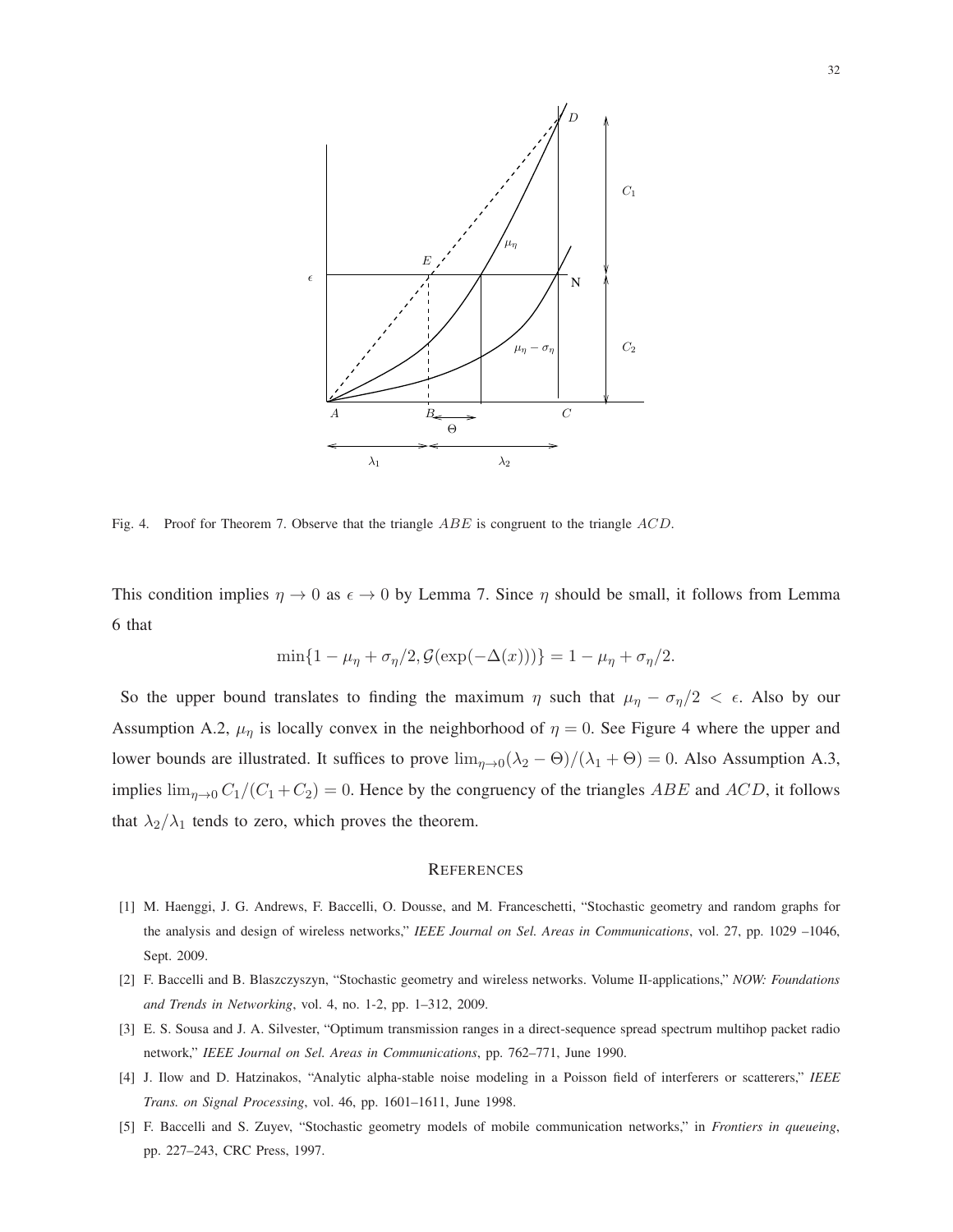Fig. 4. Proof for Theorem 7. Observe that the triangle $ABE$ is congruent to the triangle $ACD$.

This condition implies $\eta \to 0$ as $\epsilon \to 0$ by Lemma 7. Since $\eta$ should be small, it follows from Lemma 6 that

$$\min\{1 - \mu_\eta + \sigma_\eta/2, \mathcal{G}(\exp(-\Delta(x)))\} = 1 - \mu_\eta + \sigma_\eta/2.$$

So the upper bound translates to finding the maximum $\eta$ such that $\mu_\eta - \sigma_\eta/2 < \epsilon$. Also by our Assumption A.2, $\mu_\eta$ is locally convex in the neighborhood of $\eta = 0$. See Figure 4 where the upper and lower bounds are illustrated. It suffices to prove $\lim_{\eta \to 0}(\lambda_2 - \Theta)/(\lambda_1 + \Theta) = 0$. Also Assumption A.3, implies $\lim_{\eta \to 0} C_1/(C_1 + C_2) = 0$. Hence by the congruency of the triangles $ABE$ and $ACD$, it follows that $\lambda_2/\lambda_1$ tends to zero, which proves the theorem.

## References

[1] M. Haenggi, J. G. Andrews, F. Baccelli, O. Dousse, and M. Franceschetti, "Stochastic geometry and random graphs for the analysis and design of wireless networks," *IEEE Journal on Sel. Areas in Communications*, vol. 27, pp. 1029 –1046, Sept. 2009.

[2] F. Baccelli and B. Blaszczyszyn, "Stochastic geometry and wireless networks. Volume II-applications," *NOW: Foundations and Trends in Networking*, vol. 4, no. 1-2, pp. 1–312, 2009.

[3] E. S. Sousa and J. A. Silvester, "Optimum transmission ranges in a direct-sequence spread spectrum multihop packet radio network," *IEEE Journal on Sel. Areas in Communications*, pp. 762–771, June 1990.

[4] J. Ilow and D. Hatzinakos, "Analytic alpha-stable noise modeling in a Poisson field of interferers or scatterers," *IEEE Trans. on Signal Processing*, vol. 46, pp. 1601–1611, June 1998.

[5] F. Baccelli and S. Zuyev, "Stochastic geometry models of mobile communication networks," in *Frontiers in queueing*, pp. 227–243, CRC Press, 1997.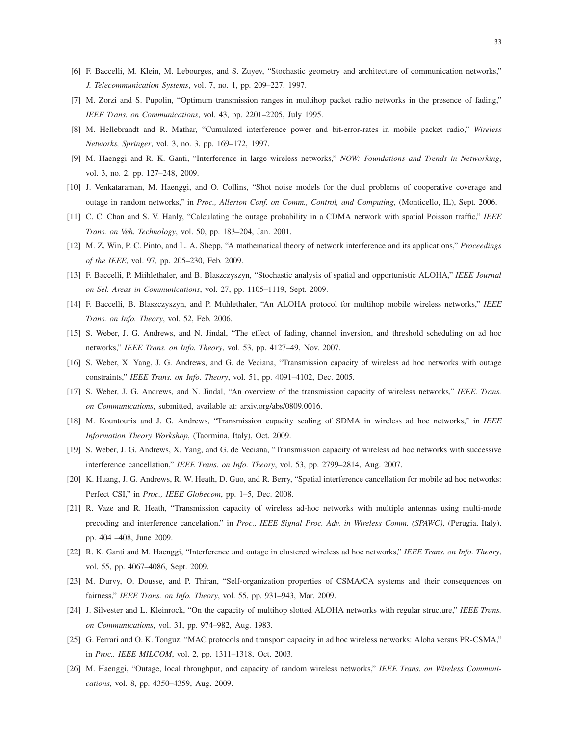[6] F. Baccelli, M. Klein, M. Lebourges, and S. Zuyev, "Stochastic geometry and architecture of communication networks," *J. Telecommunication Systems*, vol. 7, no. 1, pp. 209–227, 1997.

[7] M. Zorzi and S. Pupolin, "Optimum transmission ranges in multihop packet radio networks in the presence of fading," *IEEE Trans. on Communications*, vol. 43, pp. 2201–2205, July 1995.

[8] M. Hellebrandt and R. Mathar, "Cumulated interference power and bit-error-rates in mobile packet radio," *Wireless Networks, Springer*, vol. 3, no. 3, pp. 169–172, 1997.

[9] M. Haenggi and R. K. Ganti, "Interference in large wireless networks," *NOW: Foundations and Trends in Networking*, vol. 3, no. 2, pp. 127–248, 2009.

[10] J. Venkataraman, M. Haenggi, and O. Collins, "Shot noise models for the dual problems of cooperative coverage and outage in random networks," in *Proc., Allerton Conf. on Comm., Control, and Computing*, (Monticello, IL), Sept. 2006.

[11] C. C. Chan and S. V. Hanly, "Calculating the outage probability in a CDMA network with spatial Poisson traffic," *IEEE Trans. on Veh. Technology*, vol. 50, pp. 183–204, Jan. 2001.

[12] M. Z. Win, P. C. Pinto, and L. A. Shepp, "A mathematical theory of network interference and its applications," *Proceedings of the IEEE*, vol. 97, pp. 205–230, Feb. 2009.

[13] F. Baccelli, P. Miihlethaler, and B. Blaszczyszyn, "Stochastic analysis of spatial and opportunistic ALOHA," *IEEE Journal on Sel. Areas in Communications*, vol. 27, pp. 1105–1119, Sept. 2009.

[14] F. Baccelli, B. Blaszczyszyn, and P. Muhlethaler, "An ALOHA protocol for multihop mobile wireless networks," *IEEE Trans. on Info. Theory*, vol. 52, Feb. 2006.

[15] S. Weber, J. G. Andrews, and N. Jindal, "The effect of fading, channel inversion, and threshold scheduling on ad hoc networks," *IEEE Trans. on Info. Theory*, vol. 53, pp. 4127–49, Nov. 2007.

[16] S. Weber, X. Yang, J. G. Andrews, and G. de Veciana, "Transmission capacity of wireless ad hoc networks with outage constraints," *IEEE Trans. on Info. Theory*, vol. 51, pp. 4091–4102, Dec. 2005.

[17] S. Weber, J. G. Andrews, and N. Jindal, "An overview of the transmission capacity of wireless networks," *IEEE. Trans. on Communications*, submitted, available at: arxiv.org/abs/0809.0016.

[18] M. Kountouris and J. G. Andrews, "Transmission capacity scaling of SDMA in wireless ad hoc networks," in *IEEE Information Theory Workshop*, (Taormina, Italy), Oct. 2009.

[19] S. Weber, J. G. Andrews, X. Yang, and G. de Veciana, "Transmission capacity of wireless ad hoc networks with successive interference cancellation," *IEEE Trans. on Info. Theory*, vol. 53, pp. 2799–2814, Aug. 2007.

[20] K. Huang, J. G. Andrews, R. W. Heath, D. Guo, and R. Berry, "Spatial interference cancellation for mobile ad hoc networks: Perfect CSI," in *Proc., IEEE Globecom*, pp. 1–5, Dec. 2008.

[21] R. Vaze and R. Heath, "Transmission capacity of wireless ad-hoc networks with multiple antennas using multi-mode precoding and interference cancelation," in *Proc., IEEE Signal Proc. Adv. in Wireless Comm. (SPAWC)*, (Perugia, Italy), pp. 404 –408, June 2009.

[22] R. K. Ganti and M. Haenggi, "Interference and outage in clustered wireless ad hoc networks," *IEEE Trans. on Info. Theory*, vol. 55, pp. 4067–4086, Sept. 2009.

[23] M. Durvy, O. Dousse, and P. Thiran, "Self-organization properties of CSMA/CA systems and their consequences on fairness," *IEEE Trans. on Info. Theory*, vol. 55, pp. 931–943, Mar. 2009.

[24] J. Silvester and L. Kleinrock, "On the capacity of multihop slotted ALOHA networks with regular structure," *IEEE Trans. on Communications*, vol. 31, pp. 974–982, Aug. 1983.

[25] G. Ferrari and O. K. Tonguz, "MAC protocols and transport capacity in ad hoc wireless networks: Aloha versus PR-CSMA," in *Proc., IEEE MILCOM*, vol. 2, pp. 1311–1318, Oct. 2003.

[26] M. Haenggi, "Outage, local throughput, and capacity of random wireless networks," *IEEE Trans. on Wireless Communications*, vol. 8, pp. 4350–4359, Aug. 2009.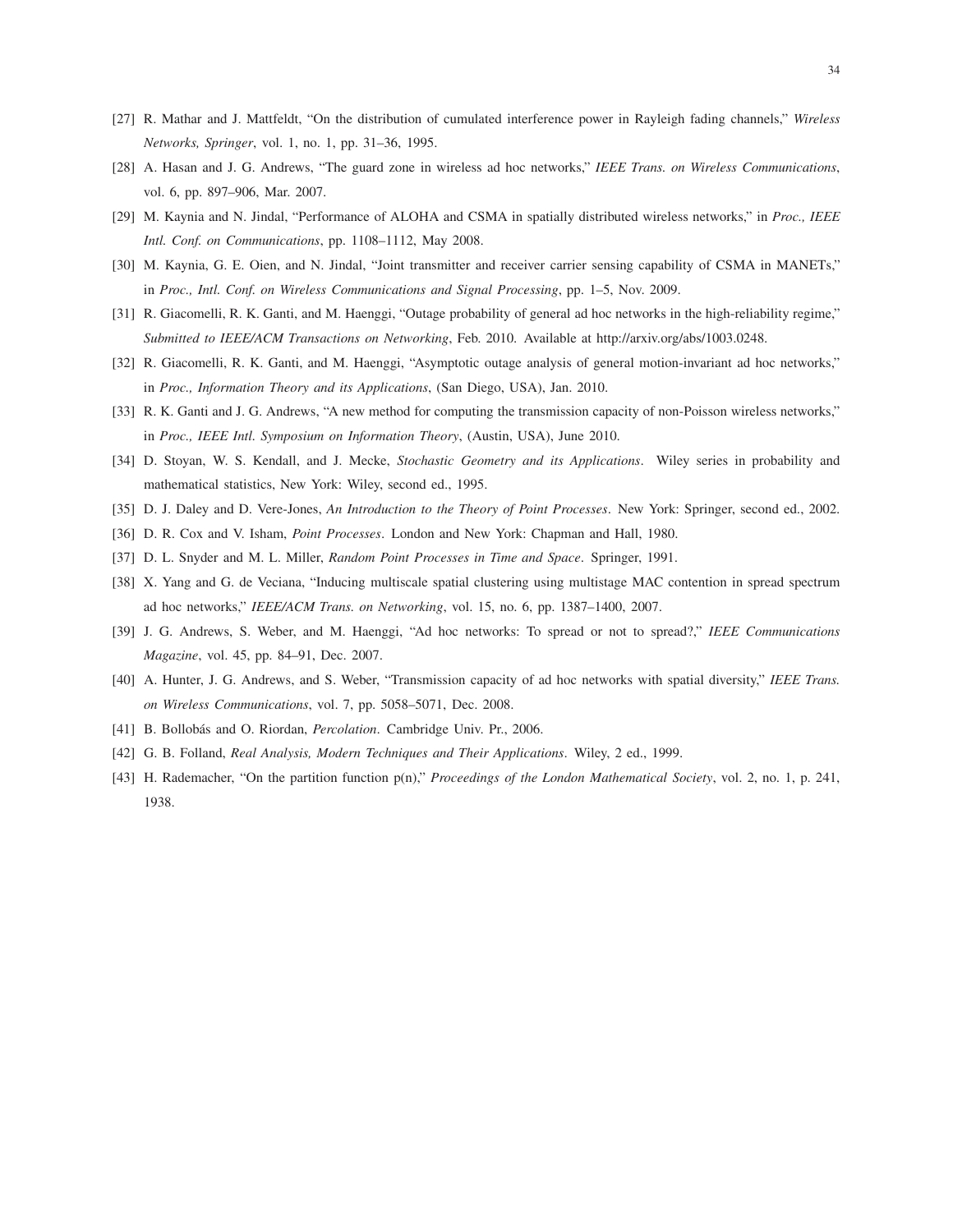[27] R. Mathar and J. Mattfeldt, "On the distribution of cumulated interference power in Rayleigh fading channels," *Wireless Networks, Springer*, vol. 1, no. 1, pp. 31–36, 1995.

[28] A. Hasan and J. G. Andrews, "The guard zone in wireless ad hoc networks," *IEEE Trans. on Wireless Communications*, vol. 6, pp. 897–906, Mar. 2007.

[29] M. Kaynia and N. Jindal, "Performance of ALOHA and CSMA in spatially distributed wireless networks," in *Proc., IEEE Intl. Conf. on Communications*, pp. 1108–1112, May 2008.

[30] M. Kaynia, G. E. Oien, and N. Jindal, "Joint transmitter and receiver carrier sensing capability of CSMA in MANETs," in *Proc., Intl. Conf. on Wireless Communications and Signal Processing*, pp. 1–5, Nov. 2009.

[31] R. Giacomelli, R. K. Ganti, and M. Haenggi, "Outage probability of general ad hoc networks in the high-reliability regime," *Submitted to IEEE/ACM Transactions on Networking*, Feb. 2010. Available at http://arxiv.org/abs/1003.0248.

[32] R. Giacomelli, R. K. Ganti, and M. Haenggi, "Asymptotic outage analysis of general motion-invariant ad hoc networks," in *Proc., Information Theory and its Applications*, (San Diego, USA), Jan. 2010.

[33] R. K. Ganti and J. G. Andrews, "A new method for computing the transmission capacity of non-Poisson wireless networks," in *Proc., IEEE Intl. Symposium on Information Theory*, (Austin, USA), June 2010.

[34] D. Stoyan, W. S. Kendall, and J. Mecke, *Stochastic Geometry and its Applications*. Wiley series in probability and mathematical statistics, New York: Wiley, second ed., 1995.

[35] D. J. Daley and D. Vere-Jones, *An Introduction to the Theory of Point Processes*. New York: Springer, second ed., 2002.

[36] D. R. Cox and V. Isham, *Point Processes*. London and New York: Chapman and Hall, 1980.

[37] D. L. Snyder and M. L. Miller, *Random Point Processes in Time and Space*. Springer, 1991.

[38] X. Yang and G. de Veciana, "Inducing multiscale spatial clustering using multistage MAC contention in spread spectrum ad hoc networks," *IEEE/ACM Trans. on Networking*, vol. 15, no. 6, pp. 1387–1400, 2007.

[39] J. G. Andrews, S. Weber, and M. Haenggi, "Ad hoc networks: To spread or not to spread?," *IEEE Communications Magazine*, vol. 45, pp. 84–91, Dec. 2007.

[40] A. Hunter, J. G. Andrews, and S. Weber, "Transmission capacity of ad hoc networks with spatial diversity," *IEEE Trans. on Wireless Communications*, vol. 7, pp. 5058–5071, Dec. 2008.

[41] B. Bollobás and O. Riordan, *Percolation*. Cambridge Univ. Pr., 2006.

[42] G. B. Folland, *Real Analysis, Modern Techniques and Their Applications*. Wiley, 2 ed., 1999.

[43] H. Rademacher, "On the partition function p(n)," *Proceedings of the London Mathematical Society*, vol. 2, no. 1, p. 241, 1938.